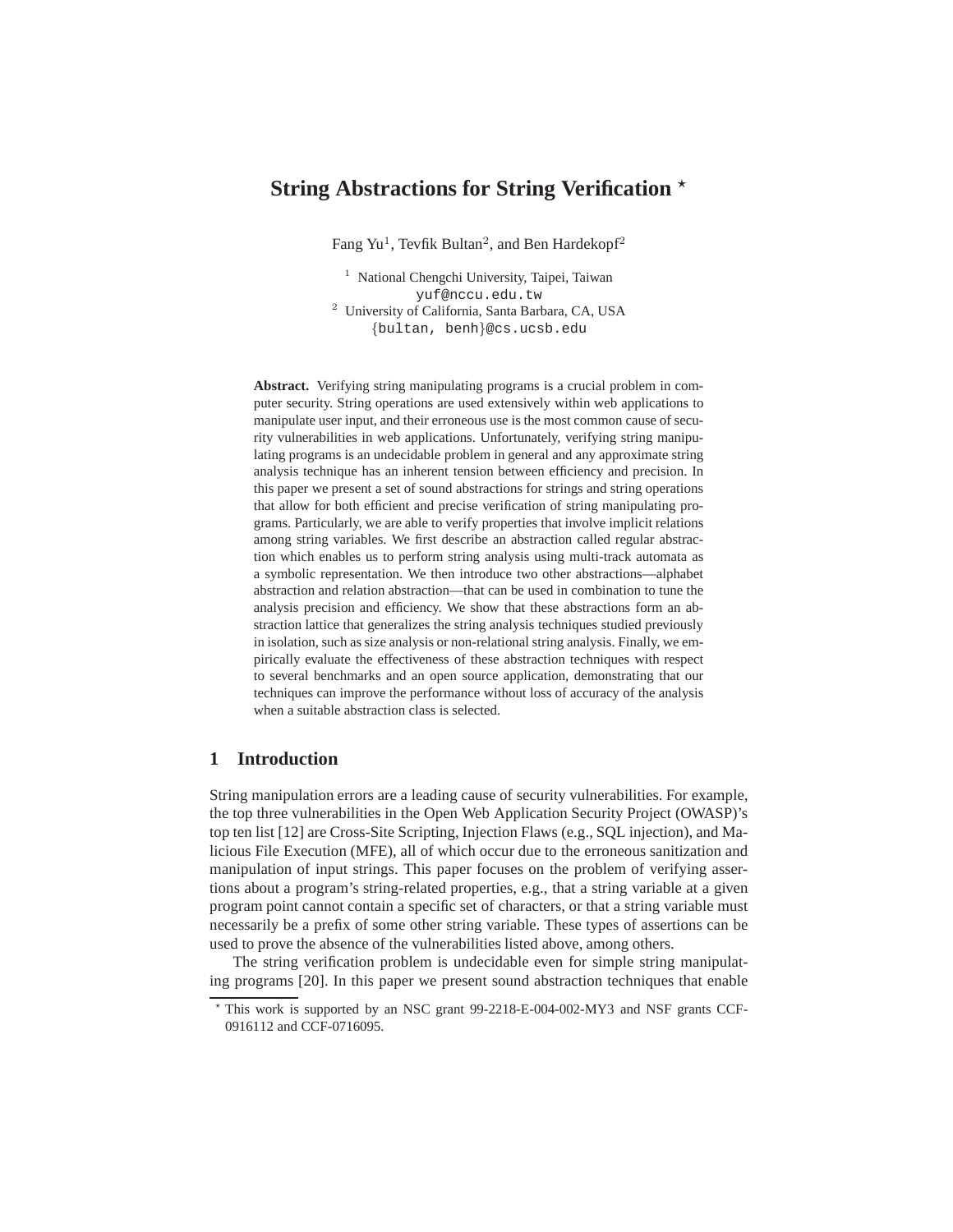# String Abstractions for String Verification *

Fang Yu[1], Tevfik Bultan[2], and Ben Hardekopf[2]

[1] National Chengchi University, Taipei, Taiwan
yuf@nccu.edu.tw

[2] University of California, Santa Barbara, CA, USA
{bultan, benh}@cs.ucsb.edu

**Abstract.** Verifying string manipulating programs is a crucial problem in computer security. String operations are used extensively within web applications to manipulate user input, and their erroneous use is the most common cause of security vulnerabilities in web applications. Unfortunately, verifying string manipulating programs is an undecidable problem in general and any approximate string analysis technique has an inherent tension between efficiency and precision. In this paper we present a set of sound abstractions for strings and string operations that allow for both efficient and precise verification of string manipulating programs. Particularly, we are able to verify properties that involve implicit relations among string variables. We first describe an abstraction called regular abstraction which enables us to perform string analysis using multi-track automata as a symbolic representation. We then introduce two other abstractions—alphabet abstraction and relation abstraction—that can be used in combination to tune the analysis precision and efficiency. We show that these abstractions form an abstraction lattice that generalizes the string analysis techniques studied previously in isolation, such as size analysis or non-relational string analysis. Finally, we empirically evaluate the effectiveness of these abstraction techniques with respect to several benchmarks and an open source application, demonstrating that our techniques can improve the performance without loss of accuracy of the analysis when a suitable abstraction class is selected.

## 1 Introduction

String manipulation errors are a leading cause of security vulnerabilities. For example, the top three vulnerabilities in the Open Web Application Security Project (OWASP)'s top ten list [12] are Cross-Site Scripting, Injection Flaws (e.g., SQL injection), and Malicious File Execution (MFE), all of which occur due to the erroneous sanitization and manipulation of input strings. This paper focuses on the problem of verifying assertions about a program's string-related properties, e.g., that a string variable at a given program point cannot contain a specific set of characters, or that a string variable must necessarily be a prefix of some other string variable. These types of assertions can be used to prove the absence of the vulnerabilities listed above, among others.

The string verification problem is undecidable even for simple string manipulating programs [20]. In this paper we present sound abstraction techniques that enable

* This work is supported by an NSC grant 99-2218-E-004-002-MY3 and NSF grants CCF-0916112 and CCF-0716095.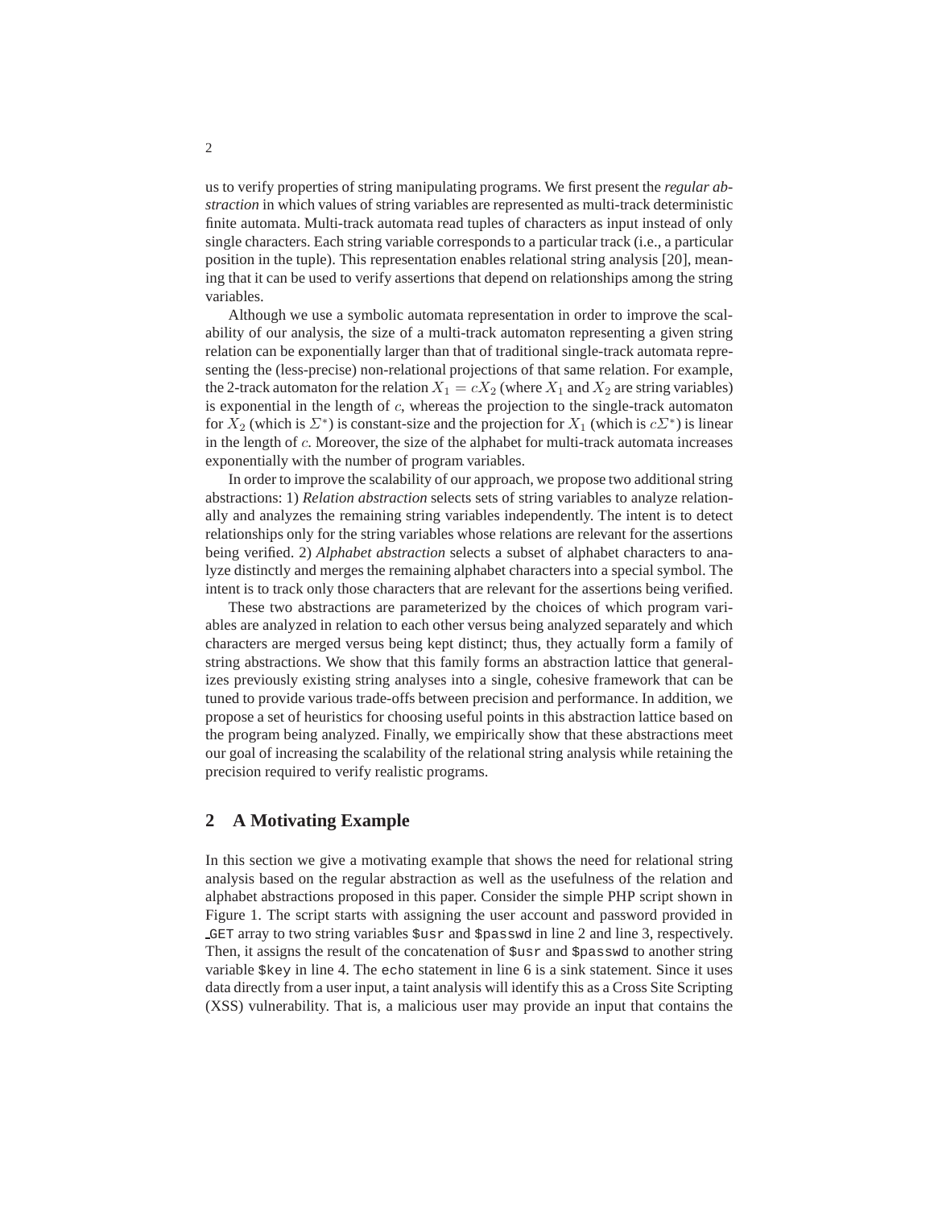us to verify properties of string manipulating programs. We first present the *regular abstraction* in which values of string variables are represented as multi-track deterministic finite automata. Multi-track automata read tuples of characters as input instead of only single characters. Each string variable corresponds to a particular track (i.e., a particular position in the tuple). This representation enables relational string analysis [20], meaning that it can be used to verify assertions that depend on relationships among the string variables.

Although we use a symbolic automata representation in order to improve the scalability of our analysis, the size of a multi-track automaton representing a given string relation can be exponentially larger than that of traditional single-track automata representing the (less-precise) non-relational projections of that same relation. For example, the 2-track automaton for the relation $X_1 = cX_2$ (where $X_1$ and $X_2$ are string variables) is exponential in the length of $c$, whereas the projection to the single-track automaton for $X_2$ (which is $\Sigma^*$) is constant-size and the projection for $X_1$ (which is $c\Sigma^*$) is linear in the length of $c$. Moreover, the size of the alphabet for multi-track automata increases exponentially with the number of program variables.

In order to improve the scalability of our approach, we propose two additional string abstractions: 1) *Relation abstraction* selects sets of string variables to analyze relationally and analyzes the remaining string variables independently. The intent is to detect relationships only for the string variables whose relations are relevant for the assertions being verified. 2) *Alphabet abstraction* selects a subset of alphabet characters to analyze distinctly and merges the remaining alphabet characters into a special symbol. The intent is to track only those characters that are relevant for the assertions being verified.

These two abstractions are parameterized by the choices of which program variables are analyzed in relation to each other versus being analyzed separately and which characters are merged versus being kept distinct; thus, they actually form a family of string abstractions. We show that this family forms an abstraction lattice that generalizes previously existing string analyses into a single, cohesive framework that can be tuned to provide various trade-offs between precision and performance. In addition, we propose a set of heuristics for choosing useful points in this abstraction lattice based on the program being analyzed. Finally, we empirically show that these abstractions meet our goal of increasing the scalability of the relational string analysis while retaining the precision required to verify realistic programs.

## 2 A Motivating Example

In this section we give a motivating example that shows the need for relational string analysis based on the regular abstraction as well as the usefulness of the relation and alphabet abstractions proposed in this paper. Consider the simple PHP script shown in Figure 1. The script starts with assigning the user account and password provided in `_GET` array to two string variables `$usr` and `$passwd` in line 2 and line 3, respectively. Then, it assigns the result of the concatenation of `$usr` and `$passwd` to another string variable `$key` in line 4. The `echo` statement in line 6 is a sink statement. Since it uses data directly from a user input, a taint analysis will identify this as a Cross Site Scripting (XSS) vulnerability. That is, a malicious user may provide an input that contains the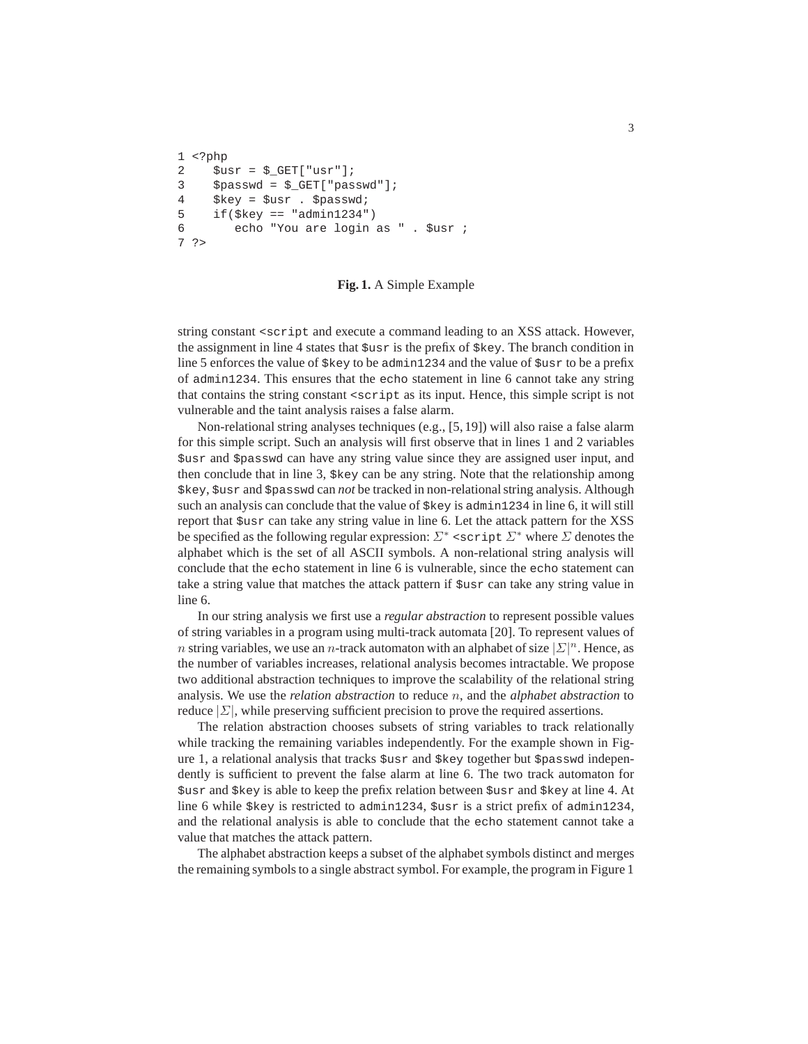```
1 <?php
2    $usr = $_GET["usr"];
3    $passwd = $_GET["passwd"];
4    $key = $usr . $passwd;
5    if($key == "admin1234")
6       echo "You are login as " . $usr ;
7 ?>
```

**Fig. 1.** A Simple Example

string constant `<script` and execute a command leading to an XSS attack. However, the assignment in line 4 states that `$usr` is the prefix of `$key`. The branch condition in line 5 enforces the value of `$key` to be `admin1234` and the value of `$usr` to be a prefix of `admin1234`. This ensures that the `echo` statement in line 6 cannot take any string that contains the string constant `<script` as its input. Hence, this simple script is not vulnerable and the taint analysis raises a false alarm.

Non-relational string analyses techniques (e.g., [5, 19]) will also raise a false alarm for this simple script. Such an analysis will first observe that in lines 1 and 2 variables `$usr` and `$passwd` can have any string value since they are assigned user input, and then conclude that in line 3, `$key` can be any string. Note that the relationship among `$key`, `$usr` and `$passwd` can *not* be tracked in non-relational string analysis. Although such an analysis can conclude that the value of `$key` is `admin1234` in line 6, it will still report that `$usr` can take any string value in line 6. Let the attack pattern for the XSS be specified as the following regular expression: $\Sigma^*$ `<script` $\Sigma^*$ where $\Sigma$ denotes the alphabet which is the set of all ASCII symbols. A non-relational string analysis will conclude that the `echo` statement in line 6 is vulnerable, since the `echo` statement can take a string value that matches the attack pattern if `$usr` can take any string value in line 6.

In our string analysis we first use a *regular abstraction* to represent possible values of string variables in a program using multi-track automata [20]. To represent values of $n$ string variables, we use an $n$-track automaton with an alphabet of size $|\Sigma|^n$. Hence, as the number of variables increases, relational analysis becomes intractable. We propose two additional abstraction techniques to improve the scalability of the relational string analysis. We use the *relation abstraction* to reduce $n$, and the *alphabet abstraction* to reduce $|\Sigma|$, while preserving sufficient precision to prove the required assertions.

The relation abstraction chooses subsets of string variables to track relationally while tracking the remaining variables independently. For the example shown in Figure 1, a relational analysis that tracks `$usr` and `$key` together but `$passwd` independently is sufficient to prevent the false alarm at line 6. The two track automaton for `$usr` and `$key` is able to keep the prefix relation between `$usr` and `$key` at line 4. At line 6 while `$key` is restricted to `admin1234`, `$usr` is a strict prefix of `admin1234`, and the relational analysis is able to conclude that the `echo` statement cannot take a value that matches the attack pattern.

The alphabet abstraction keeps a subset of the alphabet symbols distinct and merges the remaining symbols to a single abstract symbol. For example, the program in Figure 1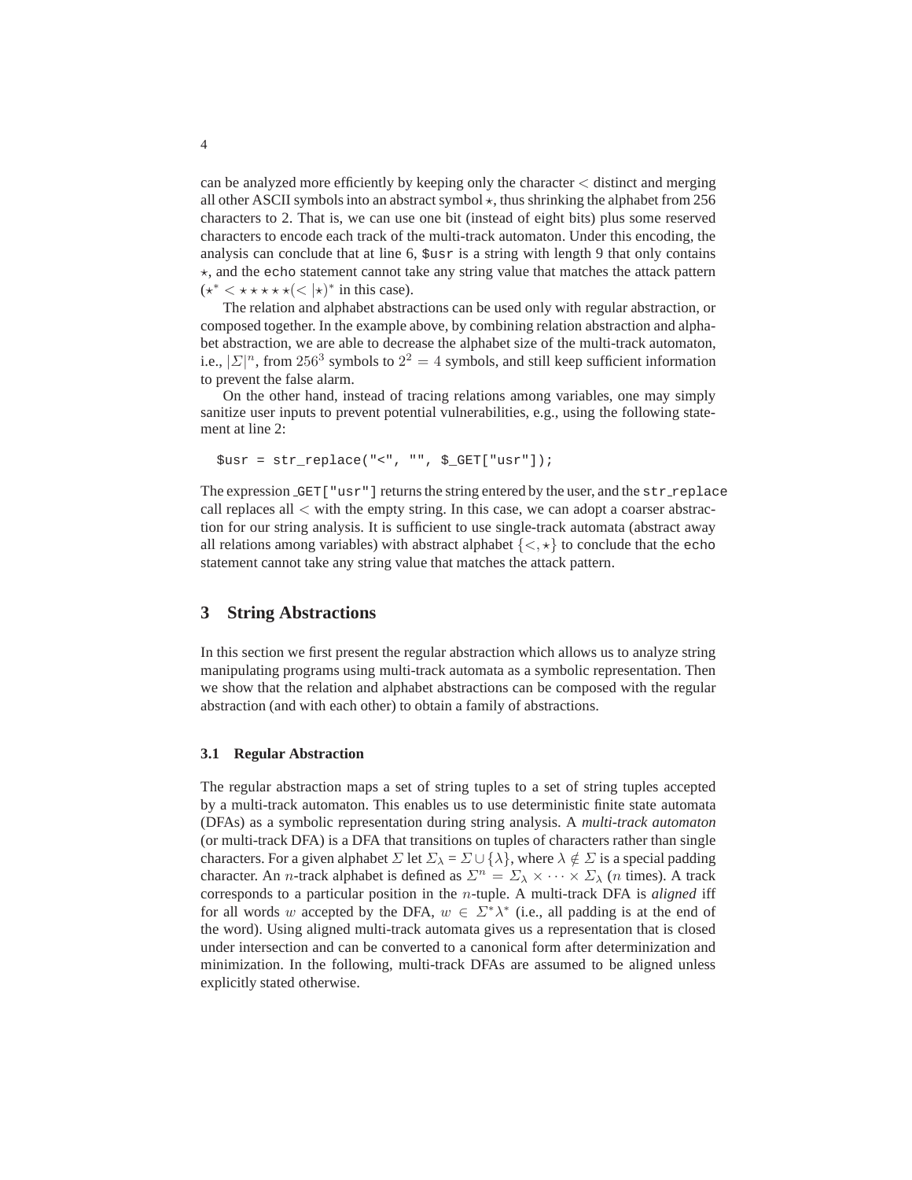can be analyzed more efficiently by keeping only the character $<$ distinct and merging all other ASCII symbols into an abstract symbol $\star$, thus shrinking the alphabet from 256 characters to 2. That is, we can use one bit (instead of eight bits) plus some reserved characters to encode each track of the multi-track automaton. Under this encoding, the analysis can conclude that at line 6, `$usr` is a string with length 9 that only contains $\star$, and the `echo` statement cannot take any string value that matches the attack pattern ($\star^* < \star\star\star\star\star(<|\star)^*$ in this case).

The relation and alphabet abstractions can be used only with regular abstraction, or composed together. In the example above, by combining relation abstraction and alphabet abstraction, we are able to decrease the alphabet size of the multi-track automaton, i.e., $|\Sigma|^n$, from $256^3$ symbols to $2^2 = 4$ symbols, and still keep sufficient information to prevent the false alarm.

On the other hand, instead of tracing relations among variables, one may simply sanitize user inputs to prevent potential vulnerabilities, e.g., using the following statement at line 2:

```
$usr = str_replace("<", "", $_GET["usr"]);
```

The expression `_GET["usr"]` returns the string entered by the user, and the `str_replace` call replaces all $<$ with the empty string. In this case, we can adopt a coarser abstraction for our string analysis. It is sufficient to use single-track automata (abstract away all relations among variables) with abstract alphabet $\{<, \star\}$ to conclude that the `echo` statement cannot take any string value that matches the attack pattern.

## 3 String Abstractions

In this section we first present the regular abstraction which allows us to analyze string manipulating programs using multi-track automata as a symbolic representation. Then we show that the relation and alphabet abstractions can be composed with the regular abstraction (and with each other) to obtain a family of abstractions.

### 3.1 Regular Abstraction

The regular abstraction maps a set of string tuples to a set of string tuples accepted by a multi-track automaton. This enables us to use deterministic finite state automata (DFAs) as a symbolic representation during string analysis. A *multi-track automaton* (or multi-track DFA) is a DFA that transitions on tuples of characters rather than single characters. For a given alphabet $\Sigma$ let $\Sigma_\lambda = \Sigma \cup \{\lambda\}$, where $\lambda \notin \Sigma$ is a special padding character. An $n$-track alphabet is defined as $\Sigma^n = \Sigma_\lambda \times \cdots \times \Sigma_\lambda$ ($n$ times). A track corresponds to a particular position in the $n$-tuple. A multi-track DFA is *aligned* iff for all words $w$ accepted by the DFA, $w \in \Sigma^* \lambda^*$ (i.e., all padding is at the end of the word). Using aligned multi-track automata gives us a representation that is closed under intersection and can be converted to a canonical form after determinization and minimization. In the following, multi-track DFAs are assumed to be aligned unless explicitly stated otherwise.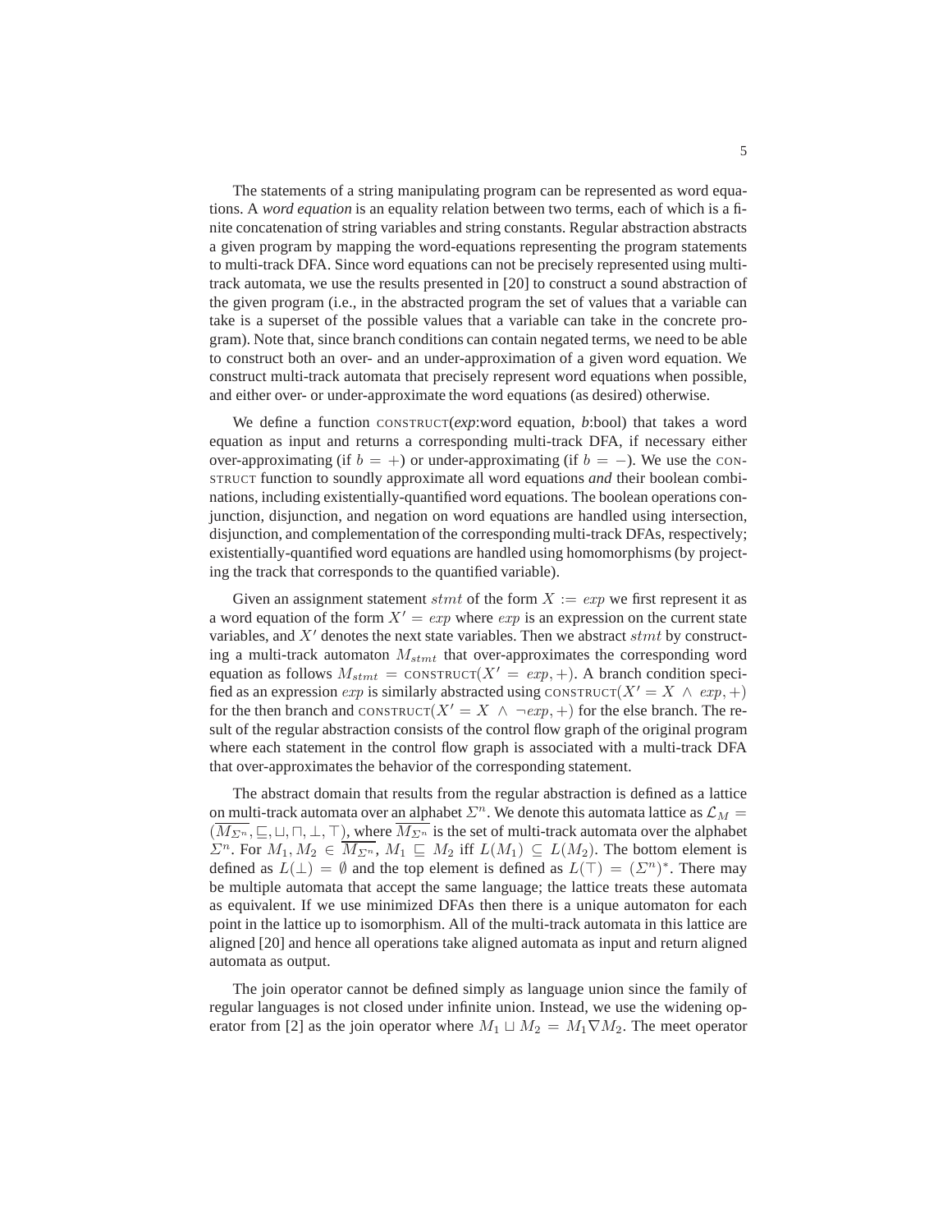The statements of a string manipulating program can be represented as word equations. A *word equation* is an equality relation between two terms, each of which is a finite concatenation of string variables and string constants. Regular abstraction abstracts a given program by mapping the word-equations representing the program statements to multi-track DFA. Since word equations can not be precisely represented using multi-track automata, we use the results presented in [20] to construct a sound abstraction of the given program (i.e., in the abstracted program the set of values that a variable can take is a superset of the possible values that a variable can take in the concrete program). Note that, since branch conditions can contain negated terms, we need to be able to construct both an over- and an under-approximation of a given word equation. We construct multi-track automata that precisely represent word equations when possible, and either over- or under-approximate the word equations (as desired) otherwise.

We define a function CONSTRUCT(*exp*:word equation, *b*:bool) that takes a word equation as input and returns a corresponding multi-track DFA, if necessary either over-approximating (if $b = +$) or under-approximating (if $b = -$). We use the CONSTRUCT function to soundly approximate all word equations *and* their boolean combinations, including existentially-quantified word equations. The boolean operations conjunction, disjunction, and negation on word equations are handled using intersection, disjunction, and complementation of the corresponding multi-track DFAs, respectively; existentially-quantified word equations are handled using homomorphisms (by projecting the track that corresponds to the quantified variable).

Given an assignment statement $stmt$ of the form $X := exp$ we first represent it as a word equation of the form $X' = exp$ where $exp$ is an expression on the current state variables, and $X'$ denotes the next state variables. Then we abstract $stmt$ by constructing a multi-track automaton $M_{stmt}$ that over-approximates the corresponding word equation as follows $M_{stmt} = \text{CONSTRUCT}(X' = exp, +)$. A branch condition specified as an expression $exp$ is similarly abstracted using $\text{CONSTRUCT}(X' = X \wedge exp, +)$ for the then branch and $\text{CONSTRUCT}(X' = X \wedge \neg exp, +)$ for the else branch. The result of the regular abstraction consists of the control flow graph of the original program where each statement in the control flow graph is associated with a multi-track DFA that over-approximates the behavior of the corresponding statement.

The abstract domain that results from the regular abstraction is defined as a lattice on multi-track automata over an alphabet $\Sigma^n$. We denote this automata lattice as $\mathcal{L}_M = (\overline{M_{\Sigma^n}}, \sqsubseteq, \sqcup, \sqcap, \bot, \top)$, where $\overline{M_{\Sigma^n}}$ is the set of multi-track automata over the alphabet $\Sigma^n$. For $M_1, M_2 \in \overline{M_{\Sigma^n}}$, $M_1 \sqsubseteq M_2$ iff $L(M_1) \subseteq L(M_2)$. The bottom element is defined as $L(\bot) = \emptyset$ and the top element is defined as $L(\top) = (\Sigma^n)^*$. There may be multiple automata that accept the same language; the lattice treats these automata as equivalent. If we use minimized DFAs then there is a unique automaton for each point in the lattice up to isomorphism. All of the multi-track automata in this lattice are aligned [20] and hence all operations take aligned automata as input and return aligned automata as output.

The join operator cannot be defined simply as language union since the family of regular languages is not closed under infinite union. Instead, we use the widening operator from [2] as the join operator where $M_1 \sqcup M_2 = M_1 \nabla M_2$. The meet operator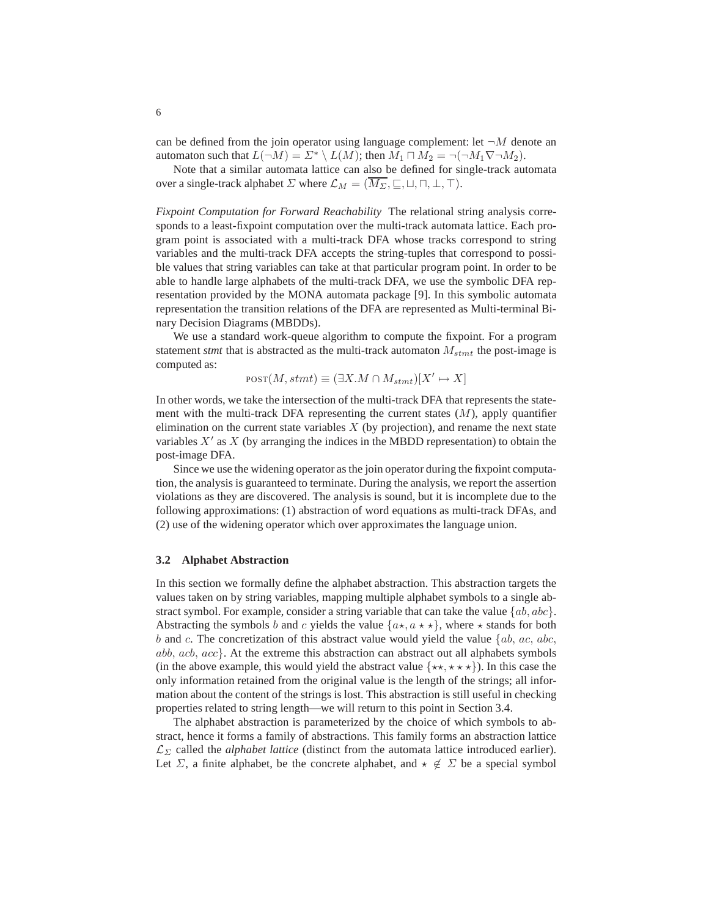can be defined from the join operator using language complement: let $\neg M$ denote an automaton such that $L(\neg M) = \Sigma^* \setminus L(M)$; then $M_1 \sqcap M_2 = \neg(\neg M_1 \nabla \neg M_2)$.

Note that a similar automata lattice can also be defined for single-track automata over a single-track alphabet $\Sigma$ where $\mathcal{L}_M = (\overline{M_\Sigma}, \sqsubseteq, \sqcup, \sqcap, \bot, \top)$.

*Fixpoint Computation for Forward Reachability* The relational string analysis corresponds to a least-fixpoint computation over the multi-track automata lattice. Each program point is associated with a multi-track DFA whose tracks correspond to string variables and the multi-track DFA accepts the string-tuples that correspond to possible values that string variables can take at that particular program point. In order to be able to handle large alphabets of the multi-track DFA, we use the symbolic DFA representation provided by the MONA automata package [9]. In this symbolic automata representation the transition relations of the DFA are represented as Multi-terminal Binary Decision Diagrams (MBDDs).

We use a standard work-queue algorithm to compute the fixpoint. For a program statement *stmt* that is abstracted as the multi-track automaton $M_{stmt}$ the post-image is computed as:

$$\text{POST}(M, stmt) \equiv (\exists X.M \cap M_{stmt})[X' \mapsto X]$$

In other words, we take the intersection of the multi-track DFA that represents the statement with the multi-track DFA representing the current states ($M$), apply quantifier elimination on the current state variables $X$ (by projection), and rename the next state variables $X'$ as $X$ (by arranging the indices in the MBDD representation) to obtain the post-image DFA.

Since we use the widening operator as the join operator during the fixpoint computation, the analysis is guaranteed to terminate. During the analysis, we report the assertion violations as they are discovered. The analysis is sound, but it is incomplete due to the following approximations: (1) abstraction of word equations as multi-track DFAs, and (2) use of the widening operator which over approximates the language union.

### 3.2 Alphabet Abstraction

In this section we formally define the alphabet abstraction. This abstraction targets the values taken on by string variables, mapping multiple alphabet symbols to a single abstract symbol. For example, consider a string variable that can take the value $\{ab, abc\}$. Abstracting the symbols $b$ and $c$ yields the value $\{a\star, a\star\star\}$, where $\star$ stands for both $b$ and $c$. The concretization of this abstract value would yield the value $\{ab, ac, abc, abb, acb, acc\}$. At the extreme this abstraction can abstract out all alphabets symbols (in the above example, this would yield the abstract value $\{\star\star, \star\star\star\}$). In this case the only information retained from the original value is the length of the strings; all information about the content of the strings is lost. This abstraction is still useful in checking properties related to string length—we will return to this point in Section 3.4.

The alphabet abstraction is parameterized by the choice of which symbols to abstract, hence it forms a family of abstractions. This family forms an abstraction lattice $\mathcal{L}_\Sigma$ called the *alphabet lattice* (distinct from the automata lattice introduced earlier). Let $\Sigma$, a finite alphabet, be the concrete alphabet, and $\star \notin \Sigma$ be a special symbol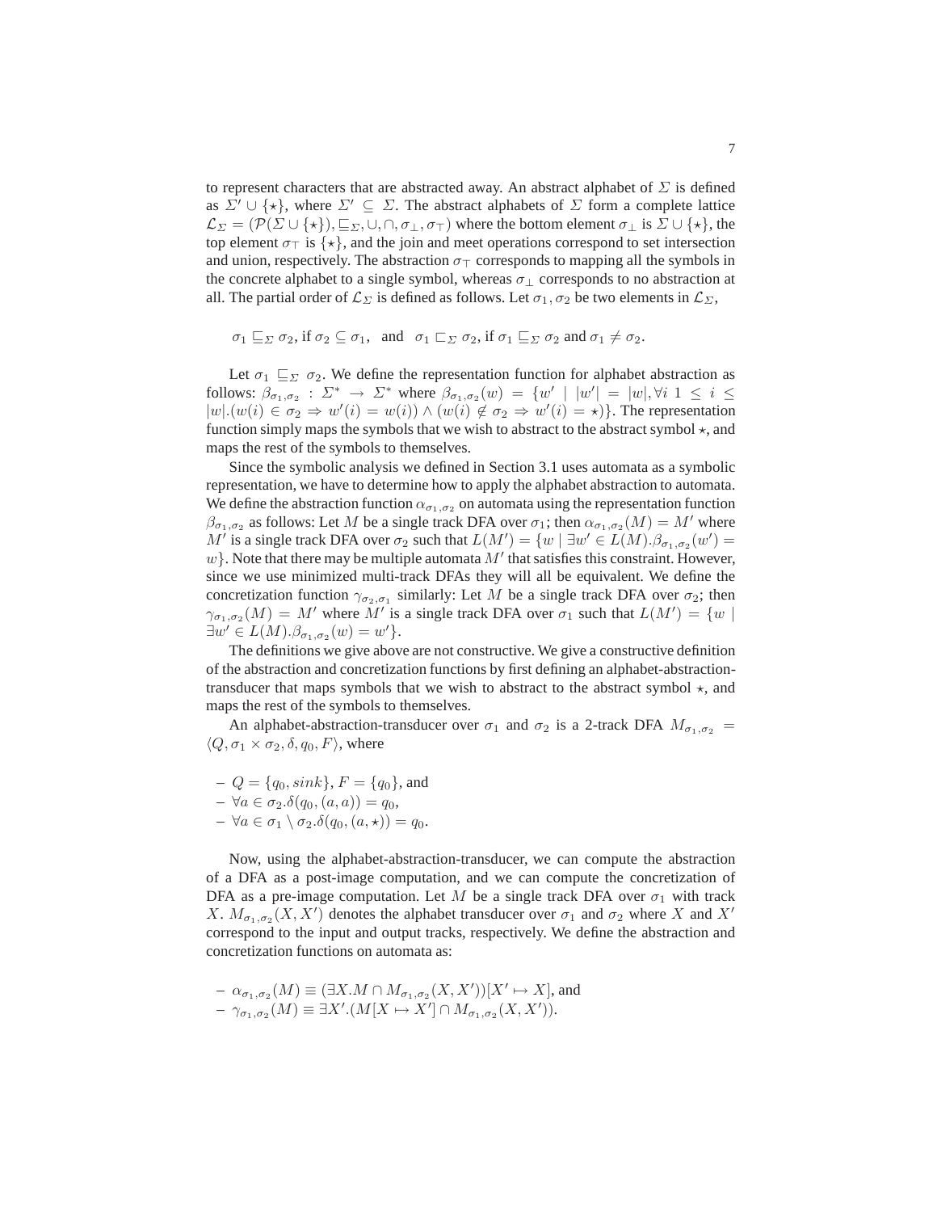to represent characters that are abstracted away. An abstract alphabet of $\Sigma$ is defined as $\Sigma' \cup \{\star\}$, where $\Sigma' \subseteq \Sigma$. The abstract alphabets of $\Sigma$ form a complete lattice $\mathcal{L}_\Sigma = (\mathcal{P}(\Sigma \cup \{\star\}), \sqsubseteq_\Sigma, \cup, \cap, \sigma_\bot, \sigma_\top)$ where the bottom element $\sigma_\bot$ is $\Sigma \cup \{\star\}$, the top element $\sigma_\top$ is $\{\star\}$, and the join and meet operations correspond to set intersection and union, respectively. The abstraction $\sigma_\top$ corresponds to mapping all the symbols in the concrete alphabet to a single symbol, whereas $\sigma_\bot$ corresponds to no abstraction at all. The partial order of $\mathcal{L}_\Sigma$ is defined as follows. Let $\sigma_1, \sigma_2$ be two elements in $\mathcal{L}_\Sigma$,

$$\sigma_1 \sqsubseteq_\Sigma \sigma_2, \text{ if } \sigma_2 \subseteq \sigma_1, \quad \text{and} \quad \sigma_1 \sqsubset_\Sigma \sigma_2, \text{ if } \sigma_1 \sqsubseteq_\Sigma \sigma_2 \text{ and } \sigma_1 \neq \sigma_2.$$

Let $\sigma_1 \sqsubseteq_\Sigma \sigma_2$. We define the representation function for alphabet abstraction as follows: $\beta_{\sigma_1,\sigma_2} : \Sigma^* \rightarrow \Sigma^*$ where $\beta_{\sigma_1,\sigma_2}(w) = \{w' \mid |w'| = |w|, \forall i\ 1 \leq i \leq |w|.(w(i) \in \sigma_2 \Rightarrow w'(i) = w(i)) \wedge (w(i) \notin \sigma_2 \Rightarrow w'(i) = \star)\}$. The representation function simply maps the symbols that we wish to abstract to the abstract symbol $\star$, and maps the rest of the symbols to themselves.

Since the symbolic analysis we defined in Section 3.1 uses automata as a symbolic representation, we have to determine how to apply the alphabet abstraction to automata. We define the abstraction function $\alpha_{\sigma_1,\sigma_2}$ on automata using the representation function $\beta_{\sigma_1,\sigma_2}$ as follows: Let $M$ be a single track DFA over $\sigma_1$; then $\alpha_{\sigma_1,\sigma_2}(M) = M'$ where $M'$ is a single track DFA over $\sigma_2$ such that $L(M') = \{w \mid \exists w' \in L(M).\beta_{\sigma_1,\sigma_2}(w') = w\}$. Note that there may be multiple automata $M'$ that satisfies this constraint. However, since we use minimized multi-track DFAs they will all be equivalent. We define the concretization function $\gamma_{\sigma_2,\sigma_1}$ similarly: Let $M$ be a single track DFA over $\sigma_2$; then $\gamma_{\sigma_1,\sigma_2}(M) = M'$ where $M'$ is a single track DFA over $\sigma_1$ such that $L(M') = \{w \mid \exists w' \in L(M).\beta_{\sigma_1,\sigma_2}(w) = w'\}$.

The definitions we give above are not constructive. We give a constructive definition of the abstraction and concretization functions by first defining an alphabet-abstraction-transducer that maps symbols that we wish to abstract to the abstract symbol $\star$, and maps the rest of the symbols to themselves.

An alphabet-abstraction-transducer over $\sigma_1$ and $\sigma_2$ is a 2-track DFA $M_{\sigma_1,\sigma_2} = \langle Q, \sigma_1 \times \sigma_2, \delta, q_0, F\rangle$, where

- $Q = \{q_0, sink\}$, $F = \{q_0\}$, and
- $\forall a \in \sigma_2.\delta(q_0, (a, a)) = q_0$,
- $\forall a \in \sigma_1 \setminus \sigma_2.\delta(q_0, (a, \star)) = q_0$.

Now, using the alphabet-abstraction-transducer, we can compute the abstraction of a DFA as a post-image computation, and we can compute the concretization of DFA as a pre-image computation. Let $M$ be a single track DFA over $\sigma_1$ with track $X$. $M_{\sigma_1,\sigma_2}(X, X')$ denotes the alphabet transducer over $\sigma_1$ and $\sigma_2$ where $X$ and $X'$ correspond to the input and output tracks, respectively. We define the abstraction and concretization functions on automata as:

- $\alpha_{\sigma_1,\sigma_2}(M) \equiv (\exists X.M \cap M_{\sigma_1,\sigma_2}(X, X'))[X' \mapsto X]$, and
- $\gamma_{\sigma_1,\sigma_2}(M) \equiv \exists X'.(M[X \mapsto X'] \cap M_{\sigma_1,\sigma_2}(X, X'))$.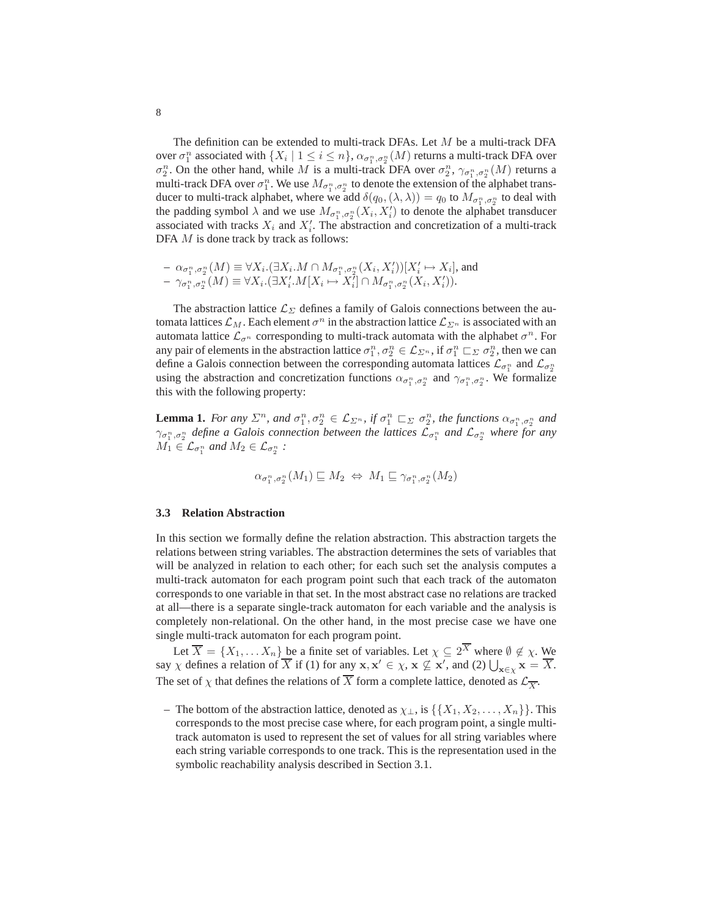The definition can be extended to multi-track DFAs. Let $M$ be a multi-track DFA over $\sigma_1^n$ associated with $\{X_i \mid 1 \leq i \leq n\}$, $\alpha_{\sigma_1^n,\sigma_2^n}(M)$ returns a multi-track DFA over $\sigma_2^n$. On the other hand, while $M$ is a multi-track DFA over $\sigma_2^n$, $\gamma_{\sigma_1^n,\sigma_2^n}(M)$ returns a multi-track DFA over $\sigma_1^n$. We use $M_{\sigma_1^n,\sigma_2^n}$ to denote the extension of the alphabet transducer to multi-track alphabet, where we add $\delta(q_0,(\lambda,\lambda)) = q_0$ to $M_{\sigma_1^n,\sigma_2^n}$ to deal with the padding symbol $\lambda$ and we use $M_{\sigma_1^n,\sigma_2^n}(X_i, X_i')$ to denote the alphabet transducer associated with tracks $X_i$ and $X_i'$. The abstraction and concretization of a multi-track DFA $M$ is done track by track as follows:

- $\alpha_{\sigma_1^n,\sigma_2^n}(M) \equiv \forall X_i.(\exists X_i.M \cap M_{\sigma_1^n,\sigma_2^n}(X_i, X_i'))[X_i' \mapsto X_i]$, and
- $\gamma_{\sigma_1^n,\sigma_2^n}(M) \equiv \forall X_i.(\exists X_i'.M[X_i \mapsto X_i'] \cap M_{\sigma_1^n,\sigma_2^n}(X_i, X_i'))$.

The abstraction lattice $\mathcal{L}_\Sigma$ defines a family of Galois connections between the automata lattices $\mathcal{L}_M$. Each element $\sigma^n$ in the abstraction lattice $\mathcal{L}_{\Sigma^n}$ is associated with an automata lattice $\mathcal{L}_{\sigma^n}$ corresponding to multi-track automata with the alphabet $\sigma^n$. For any pair of elements in the abstraction lattice $\sigma_1^n, \sigma_2^n \in \mathcal{L}_{\Sigma^n}$, if $\sigma_1^n \sqsubset_\Sigma \sigma_2^n$, then we can define a Galois connection between the corresponding automata lattices $\mathcal{L}_{\sigma_1^n}$ and $\mathcal{L}_{\sigma_2^n}$ using the abstraction and concretization functions $\alpha_{\sigma_1^n,\sigma_2^n}$ and $\gamma_{\sigma_1^n,\sigma_2^n}$. We formalize this with the following property:

**Lemma 1.** *For any $\Sigma^n$, and $\sigma_1^n, \sigma_2^n \in \mathcal{L}_{\Sigma^n}$, if $\sigma_1^n \sqsubset_\Sigma \sigma_2^n$, the functions $\alpha_{\sigma_1^n,\sigma_2^n}$ and $\gamma_{\sigma_1^n,\sigma_2^n}$ define a Galois connection between the lattices $\mathcal{L}_{\sigma_1^n}$ and $\mathcal{L}_{\sigma_2^n}$ where for any $M_1 \in \mathcal{L}_{\sigma_1^n}$ and $M_2 \in \mathcal{L}_{\sigma_2^n}$ :*

$$\alpha_{\sigma_1^n,\sigma_2^n}(M_1) \sqsubseteq M_2 \;\Leftrightarrow\; M_1 \sqsubseteq \gamma_{\sigma_1^n,\sigma_2^n}(M_2)$$

### 3.3 Relation Abstraction

In this section we formally define the relation abstraction. This abstraction targets the relations between string variables. The abstraction determines the sets of variables that will be analyzed in relation to each other; for each such set the analysis computes a multi-track automaton for each program point such that each track of the automaton corresponds to one variable in that set. In the most abstract case no relations are tracked at all—there is a separate single-track automaton for each variable and the analysis is completely non-relational. On the other hand, in the most precise case we have one single multi-track automaton for each program point.

Let $\overline{X} = \{X_1, \ldots X_n\}$ be a finite set of variables. Let $\chi \subseteq 2^{\overline{X}}$ where $\emptyset \not\in \chi$. We say $\chi$ defines a relation of $\overline{X}$ if (1) for any $\mathbf{x}, \mathbf{x}' \in \chi$, $\mathbf{x} \not\subseteq \mathbf{x}'$, and (2) $\bigcup_{\mathbf{x} \in \chi} \mathbf{x} = \overline{X}$. The set of $\chi$ that defines the relations of $\overline{X}$ form a complete lattice, denoted as $\mathcal{L}_{\overline{X}}$.

- The bottom of the abstraction lattice, denoted as $\chi_\perp$, is $\{\{X_1, X_2, \ldots, X_n\}\}$. This corresponds to the most precise case where, for each program point, a single multi-track automaton is used to represent the set of values for all string variables where each string variable corresponds to one track. This is the representation used in the symbolic reachability analysis described in Section 3.1.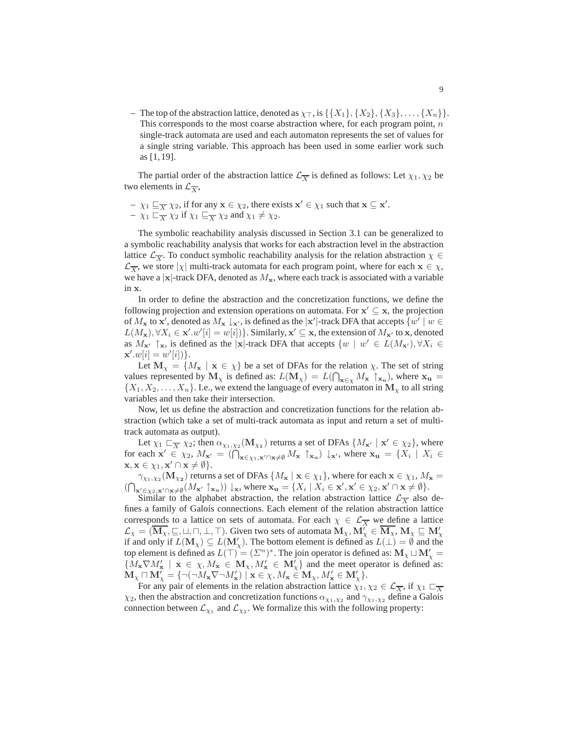– The top of the abstraction lattice, denoted as $\chi_\top$, is $\{\{X_1\}, \{X_2\}, \{X_3\}, \ldots, \{X_n\}\}$. This corresponds to the most coarse abstraction where, for each program point, $n$ single-track automata are used and each automaton represents the set of values for a single string variable. This approach has been used in some earlier work such as [1, 19].

The partial order of the abstraction lattice $\mathcal{L}_{\overline{X}}$ is defined as follows: Let $\chi_1, \chi_2$ be two elements in $\mathcal{L}_{\overline{X}}$,

– $\chi_1 \sqsubseteq_{\overline{X}} \chi_2$, if for any $\mathbf{x} \in \chi_2$, there exists $\mathbf{x}' \in \chi_1$ such that $\mathbf{x} \subseteq \mathbf{x}'$.
– $\chi_1 \sqsubset_{\overline{X}} \chi_2$ if $\chi_1 \sqsubseteq_{\overline{X}} \chi_2$ and $\chi_1 \neq \chi_2$.

The symbolic reachability analysis discussed in Section 3.1 can be generalized to a symbolic reachability analysis that works for each abstraction level in the abstraction lattice $\mathcal{L}_{\overline{X}}$. To conduct symbolic reachability analysis for the relation abstraction $\chi \in \mathcal{L}_{\overline{X}}$, we store $|\chi|$ multi-track automata for each program point, where for each $\mathbf{x} \in \chi$, we have a $|\mathbf{x}|$-track DFA, denoted as $M_\mathbf{x}$, where each track is associated with a variable in $\mathbf{x}$.

In order to define the abstraction and the concretization functions, we define the following projection and extension operations on automata. For $\mathbf{x}' \subseteq \mathbf{x}$, the projection of $M_\mathbf{x}$ to $\mathbf{x}'$, denoted as $M_\mathbf{x} \downarrow_{\mathbf{x}'}$, is defined as the $|\mathbf{x}'|$-track DFA that accepts $\{w' \mid w \in L(M_\mathbf{x}), \forall X_i \in \mathbf{x}'.w'[i] = w[i])\}$. Similarly, $\mathbf{x}' \subseteq \mathbf{x}$, the extension of $M_{\mathbf{x}'}$ to $\mathbf{x}$, denoted as $M_{\mathbf{x}'} \uparrow_\mathbf{x}$, is defined as the $|\mathbf{x}|$-track DFA that accepts $\{w \mid w' \in L(M_{\mathbf{x}'}), \forall X_i \in \mathbf{x}'.w[i] = w'[i])\}$.

Let $\mathbf{M}_\chi = \{M_\mathbf{x} \mid \mathbf{x} \in \chi\}$ be a set of DFAs for the relation $\chi$. The set of string values represented by $\mathbf{M}_\chi$ is defined as: $L(\mathbf{M}_\chi) = L(\bigcap_{\mathbf{x} \in \chi} M_\mathbf{x} \uparrow_{\mathbf{x_u}})$, where $\mathbf{x_u} = \{X_1, X_2, \ldots, X_n\}$. I.e., we extend the language of every automaton in $\mathbf{M}_\chi$ to all string variables and then take their intersection.

Now, let us define the abstraction and concretization functions for the relation abstraction (which take a set of multi-track automata as input and return a set of multi-track automata as output).

Let $\chi_1 \sqsubset_{\overline{X}} \chi_2$; then $\alpha_{\chi_1,\chi_2}(\mathbf{M}_{\chi_1})$ returns a set of DFAs $\{M_{\mathbf{x}'} \mid \mathbf{x}' \in \chi_2\}$, where for each $\mathbf{x}' \in \chi_2$, $M_{\mathbf{x}'} = (\bigcap_{\mathbf{x} \in \chi_1, \mathbf{x}' \cap \mathbf{x} \neq \emptyset} M_\mathbf{x} \uparrow_{\mathbf{x_u}}) \downarrow_{\mathbf{x}'}$, where $\mathbf{x_u} = \{X_i \mid X_i \in \mathbf{x}, \mathbf{x} \in \chi_1, \mathbf{x}' \cap \mathbf{x} \neq \emptyset\}$.

$\gamma_{\chi_1,\chi_2}(\mathbf{M}_{\chi_2})$ returns a set of DFAs $\{M_\mathbf{x} \mid \mathbf{x} \in \chi_1\}$, where for each $\mathbf{x} \in \chi_1$, $M_\mathbf{x} = (\bigcap_{\mathbf{x}' \in \chi_2, \mathbf{x}' \cap \mathbf{x} \neq \emptyset} (M_{\mathbf{x}'} \uparrow_{\mathbf{x_u}})) \downarrow_\mathbf{x}$, where $\mathbf{x_u} = \{X_i \mid X_i \in \mathbf{x}', \mathbf{x}' \in \chi_2, \mathbf{x}' \cap \mathbf{x} \neq \emptyset\}$.

Similar to the alphabet abstraction, the relation abstraction lattice $\mathcal{L}_{\overline{X}}$ also defines a family of Galois connections. Each element of the relation abstraction lattice corresponds to a lattice on sets of automata. For each $\chi \in \mathcal{L}_{\overline{X}}$ we define a lattice $\mathcal{L}_\chi = (\overline{\mathbf{M}_\chi}, \sqsubseteq, \sqcup, \sqcap, \bot, \top)$. Given two sets of automata $\mathbf{M}_\chi, \mathbf{M}'_\chi \in \overline{\mathbf{M}_\chi}$, $\mathbf{M}_\chi \sqsubseteq \mathbf{M}'_\chi$ if and only if $L(\mathbf{M}_\chi) \subseteq L(\mathbf{M}'_\chi)$. The bottom element is defined as $L(\bot) = \emptyset$ and the top element is defined as $L(\top) = (\Sigma^n)^*$. The join operator is defined as: $\mathbf{M}_\chi \sqcup \mathbf{M}'_\chi = \{M_\mathbf{x} \nabla M'_\mathbf{x} \mid \mathbf{x} \in \chi, M_\mathbf{x} \in \mathbf{M}_\chi, M'_\mathbf{x} \in \mathbf{M}'_\chi\}$ and the meet operator is defined as: $\mathbf{M}_\chi \sqcap \mathbf{M}'_\chi = \{\neg(\neg M_\mathbf{x} \nabla \neg M'_\mathbf{x}) \mid \mathbf{x} \in \chi, M_\mathbf{x} \in \mathbf{M}_\chi, M'_\mathbf{x} \in \mathbf{M}'_\chi\}$.

For any pair of elements in the relation abstraction lattice $\chi_1, \chi_2 \in \mathcal{L}_{\overline{X}}$, if $\chi_1 \sqsubset_{\overline{X}} \chi_2$, then the abstraction and concretization functions $\alpha_{\chi_1,\chi_2}$ and $\gamma_{\chi_1,\chi_2}$ define a Galois connection between $\mathcal{L}_{\chi_1}$ and $\mathcal{L}_{\chi_2}$. We formalize this with the following property: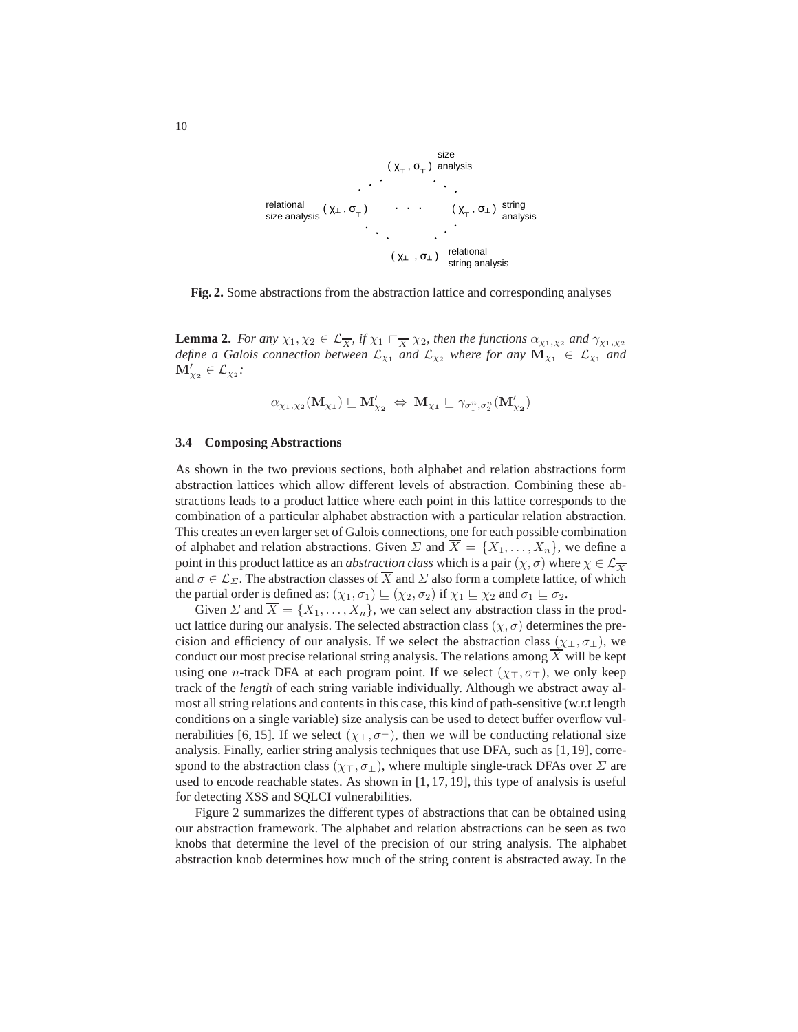**Fig. 2.** Some abstractions from the abstraction lattice and corresponding analyses

**Lemma 2.** *For any $\chi_1, \chi_2 \in \mathcal{L}_{\overline{X}}$, if $\chi_1 \sqsubset_{\overline{X}} \chi_2$, then the functions $\alpha_{\chi_1,\chi_2}$ and $\gamma_{\chi_1,\chi_2}$ define a Galois connection between $\mathcal{L}_{\chi_1}$ and $\mathcal{L}_{\chi_2}$ where for any $\mathbf{M}_{\chi_1} \in \mathcal{L}_{\chi_1}$ and $\mathbf{M}'_{\chi_2} \in \mathcal{L}_{\chi_2}$:*

$$\alpha_{\chi_1,\chi_2}(\mathbf{M}_{\chi_1}) \sqsubseteq \mathbf{M}'_{\chi_2} \Leftrightarrow \mathbf{M}_{\chi_1} \sqsubseteq \gamma_{\sigma_1^n,\sigma_2^n}(\mathbf{M}'_{\chi_2})$$

### 3.4 Composing Abstractions

As shown in the two previous sections, both alphabet and relation abstractions form abstraction lattices which allow different levels of abstraction. Combining these abstractions leads to a product lattice where each point in this lattice corresponds to the combination of a particular alphabet abstraction with a particular relation abstraction. This creates an even larger set of Galois connections, one for each possible combination of alphabet and relation abstractions. Given $\Sigma$ and $\overline{X} = \{X_1, \ldots, X_n\}$, we define a point in this product lattice as an *abstraction class* which is a pair $(\chi, \sigma)$ where $\chi \in \mathcal{L}_{\overline{X}}$ and $\sigma \in \mathcal{L}_{\Sigma}$. The abstraction classes of $\overline{X}$ and $\Sigma$ also form a complete lattice, of which the partial order is defined as: $(\chi_1, \sigma_1) \sqsubseteq (\chi_2, \sigma_2)$ if $\chi_1 \sqsubseteq \chi_2$ and $\sigma_1 \sqsubseteq \sigma_2$.

Given $\Sigma$ and $\overline{X} = \{X_1, \ldots, X_n\}$, we can select any abstraction class in the product lattice during our analysis. The selected abstraction class $(\chi, \sigma)$ determines the precision and efficiency of our analysis. If we select the abstraction class $(\chi_\perp, \sigma_\perp)$, we conduct our most precise relational string analysis. The relations among $\overline{X}$ will be kept using one $n$-track DFA at each program point. If we select $(\chi_\top, \sigma_\top)$, we only keep track of the *length* of each string variable individually. Although we abstract away almost all string relations and contents in this case, this kind of path-sensitive (w.r.t length conditions on a single variable) size analysis can be used to detect buffer overflow vulnerabilities [6, 15]. If we select $(\chi_\perp, \sigma_\top)$, then we will be conducting relational size analysis. Finally, earlier string analysis techniques that use DFA, such as [1, 19], correspond to the abstraction class $(\chi_\top, \sigma_\perp)$, where multiple single-track DFAs over $\Sigma$ are used to encode reachable states. As shown in [1, 17, 19], this type of analysis is useful for detecting XSS and SQLCI vulnerabilities.

Figure 2 summarizes the different types of abstractions that can be obtained using our abstraction framework. The alphabet and relation abstractions can be seen as two knobs that determine the level of the precision of our string analysis. The alphabet abstraction knob determines how much of the string content is abstracted away. In the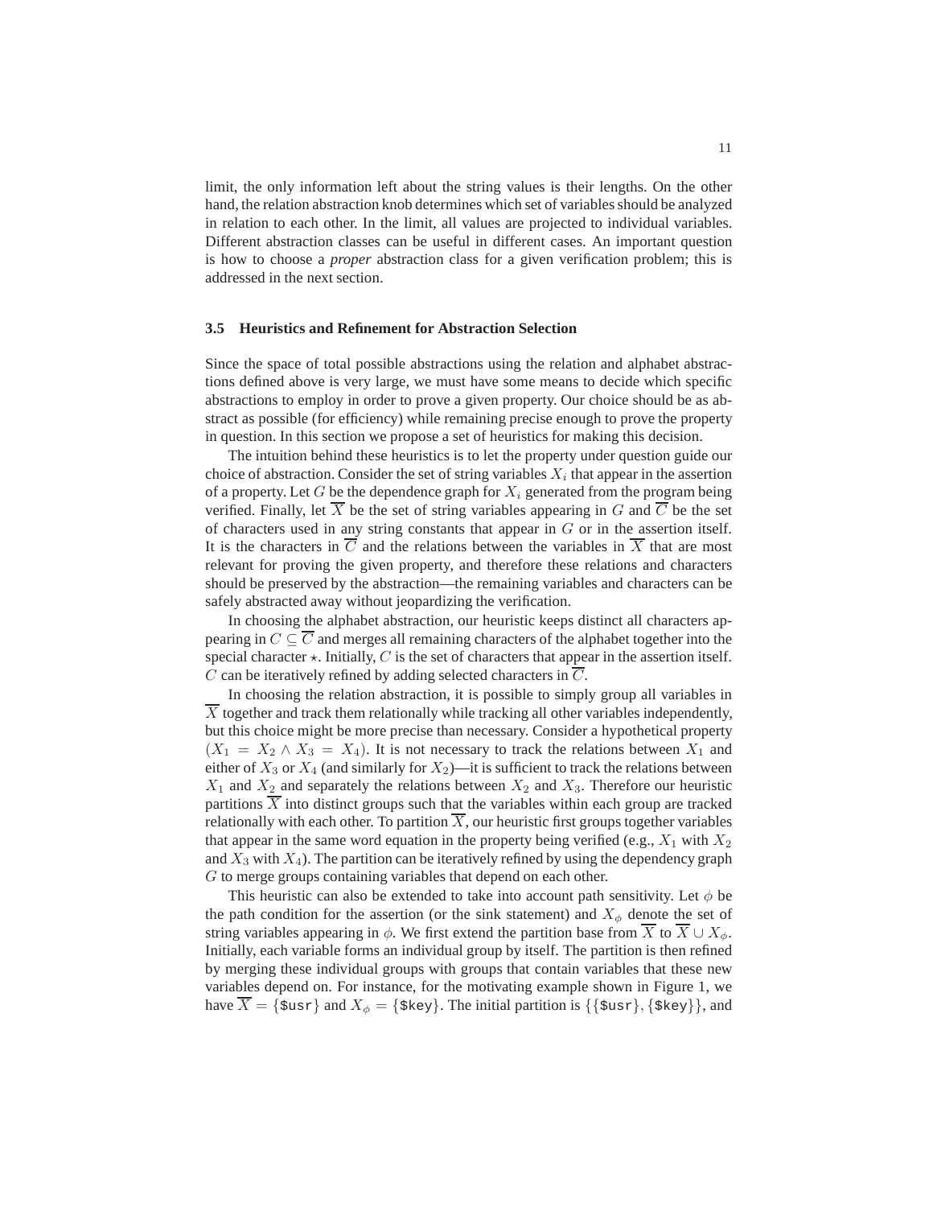limit, the only information left about the string values is their lengths. On the other hand, the relation abstraction knob determines which set of variables should be analyzed in relation to each other. In the limit, all values are projected to individual variables. Different abstraction classes can be useful in different cases. An important question is how to choose a *proper* abstraction class for a given verification problem; this is addressed in the next section.

### 3.5 Heuristics and Refinement for Abstraction Selection

Since the space of total possible abstractions using the relation and alphabet abstractions defined above is very large, we must have some means to decide which specific abstractions to employ in order to prove a given property. Our choice should be as abstract as possible (for efficiency) while remaining precise enough to prove the property in question. In this section we propose a set of heuristics for making this decision.

The intuition behind these heuristics is to let the property under question guide our choice of abstraction. Consider the set of string variables $X_i$ that appear in the assertion of a property. Let $G$ be the dependence graph for $X_i$ generated from the program being verified. Finally, let $\overline{X}$ be the set of string variables appearing in $G$ and $\overline{C}$ be the set of characters used in any string constants that appear in $G$ or in the assertion itself. It is the characters in $\overline{C}$ and the relations between the variables in $\overline{X}$ that are most relevant for proving the given property, and therefore these relations and characters should be preserved by the abstraction—the remaining variables and characters can be safely abstracted away without jeopardizing the verification.

In choosing the alphabet abstraction, our heuristic keeps distinct all characters appearing in $C \subseteq \overline{C}$ and merges all remaining characters of the alphabet together into the special character $\star$. Initially, $C$ is the set of characters that appear in the assertion itself. $C$ can be iteratively refined by adding selected characters in $\overline{C}$.

In choosing the relation abstraction, it is possible to simply group all variables in $\overline{X}$ together and track them relationally while tracking all other variables independently, but this choice might be more precise than necessary. Consider a hypothetical property $(X_1 = X_2 \wedge X_3 = X_4)$. It is not necessary to track the relations between $X_1$ and either of $X_3$ or $X_4$ (and similarly for $X_2$)—it is sufficient to track the relations between $X_1$ and $X_2$ and separately the relations between $X_2$ and $X_3$. Therefore our heuristic partitions $\overline{X}$ into distinct groups such that the variables within each group are tracked relationally with each other. To partition $\overline{X}$, our heuristic first groups together variables that appear in the same word equation in the property being verified (e.g., $X_1$ with $X_2$ and $X_3$ with $X_4$). The partition can be iteratively refined by using the dependency graph $G$ to merge groups containing variables that depend on each other.

This heuristic can also be extended to take into account path sensitivity. Let $\phi$ be the path condition for the assertion (or the sink statement) and $X_\phi$ denote the set of string variables appearing in $\phi$. We first extend the partition base from $\overline{X}$ to $\overline{X} \cup X_\phi$. Initially, each variable forms an individual group by itself. The partition is then refined by merging these individual groups with groups that contain variables that these new variables depend on. For instance, for the motivating example shown in Figure 1, we have $\overline{X} = \{\texttt{\$usr}\}$ and $X_\phi = \{\texttt{\$key}\}$. The initial partition is $\{\{\texttt{\$usr}\}, \{\texttt{\$key}\}\}$, and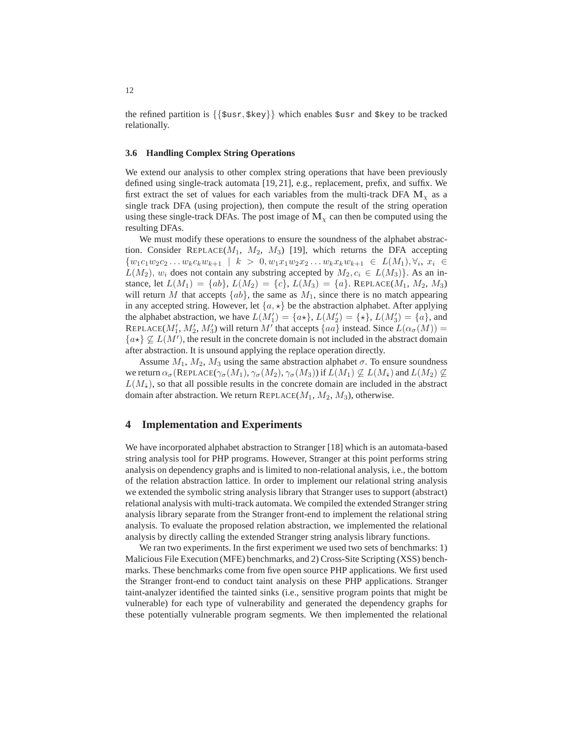the refined partition is $\{\{\texttt{\$usr}, \texttt{\$key}\}\}$ which enables `$usr` and `$key` to be tracked relationally.

### 3.6 Handling Complex String Operations

We extend our analysis to other complex string operations that have been previously defined using single-track automata [19, 21], e.g., replacement, prefix, and suffix. We first extract the set of values for each variables from the multi-track DFA $\mathbf{M}_\chi$ as a single track DFA (using projection), then compute the result of the string operation using these single-track DFAs. The post image of $\mathbf{M}_\chi$ can then be computed using the resulting DFAs.

We must modify these operations to ensure the soundness of the alphabet abstraction. Consider $\text{REPLACE}(M_1, M_2, M_3)$ [19], which returns the DFA accepting $\{w_1c_1w_2c_2 \dots w_kc_kw_{k+1} \mid k > 0, w_1x_1w_2x_2 \dots w_kx_kw_{k+1} \in L(M_1), \forall_i, x_i \in L(M_2), w_i$ does not contain any substring accepted by $M_2, c_i \in L(M_3)\}$. As an instance, let $L(M_1) = \{ab\}$, $L(M_2) = \{c\}$, $L(M_3) = \{a\}$. $\text{REPLACE}(M_1, M_2, M_3)$ will return $M$ that accepts $\{ab\}$, the same as $M_1$, since there is no match appearing in any accepted string. However, let $\{a, \star\}$ be the abstraction alphabet. After applying the alphabet abstraction, we have $L(M_1') = \{a\star\}$, $L(M_2') = \{\star\}$, $L(M_3') = \{a\}$, and $\text{REPLACE}(M_1', M_2', M_3')$ will return $M'$ that accepts $\{aa\}$ instead. Since $L(\alpha_\sigma(M)) = \{a\star\} \not\subseteq L(M')$, the result in the concrete domain is not included in the abstract domain after abstraction. It is unsound applying the replace operation directly.

Assume $M_1$, $M_2$, $M_3$ using the same abstraction alphabet $\sigma$. To ensure soundness we return $\alpha_\sigma(\text{REPLACE}(\gamma_\sigma(M_1), \gamma_\sigma(M_2), \gamma_\sigma(M_3))$ if $L(M_1) \not\subseteq L(M_{\bar\star})$ and $L(M_2) \not\subseteq L(M_{\bar\star})$, so that all possible results in the concrete domain are included in the abstract domain after abstraction. We return $\text{REPLACE}(M_1, M_2, M_3)$, otherwise.

## 4 Implementation and Experiments

We have incorporated alphabet abstraction to Stranger [18] which is an automata-based string analysis tool for PHP programs. However, Stranger at this point performs string analysis on dependency graphs and is limited to non-relational analysis, i.e., the bottom of the relation abstraction lattice. In order to implement our relational string analysis we extended the symbolic string analysis library that Stranger uses to support (abstract) relational analysis with multi-track automata. We compiled the extended Stranger string analysis library separate from the Stranger front-end to implement the relational string analysis. To evaluate the proposed relation abstraction, we implemented the relational analysis by directly calling the extended Stranger string analysis library functions.

We ran two experiments. In the first experiment we used two sets of benchmarks: 1) Malicious File Execution (MFE) benchmarks, and 2) Cross-Site Scripting (XSS) benchmarks. These benchmarks come from five open source PHP applications. We first used the Stranger front-end to conduct taint analysis on these PHP applications. Stranger taint-analyzer identified the tainted sinks (i.e., sensitive program points that might be vulnerable) for each type of vulnerability and generated the dependency graphs for these potentially vulnerable program segments. We then implemented the relational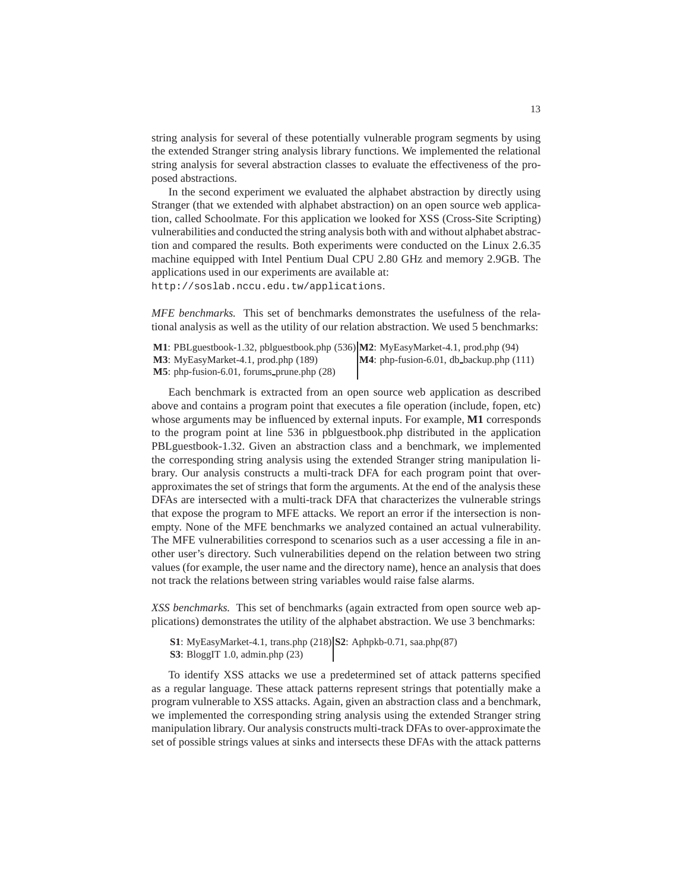string analysis for several of these potentially vulnerable program segments by using the extended Stranger string analysis library functions. We implemented the relational string analysis for several abstraction classes to evaluate the effectiveness of the proposed abstractions.

In the second experiment we evaluated the alphabet abstraction by directly using Stranger (that we extended with alphabet abstraction) on an open source web application, called Schoolmate. For this application we looked for XSS (Cross-Site Scripting) vulnerabilities and conducted the string analysis both with and without alphabet abstraction and compared the results. Both experiments were conducted on the Linux 2.6.35 machine equipped with Intel Pentium Dual CPU 2.80 GHz and memory 2.9GB. The applications used in our experiments are available at:
`http://soslab.nccu.edu.tw/applications`.

*MFE benchmarks.* This set of benchmarks demonstrates the usefulness of the relational analysis as well as the utility of our relation abstraction. We used 5 benchmarks:

| | |
|---|---|
| **M1**: PBLguestbook-1.32, pblguestbook.php (536) | **M2**: MyEasyMarket-4.1, prod.php (94) |
| **M3**: MyEasyMarket-4.1, prod.php (189) | **M4**: php-fusion-6.01, db_backup.php (111) |
| **M5**: php-fusion-6.01, forums_prune.php (28) | |

Each benchmark is extracted from an open source web application as described above and contains a program point that executes a file operation (include, fopen, etc) whose arguments may be influenced by external inputs. For example, **M1** corresponds to the program point at line 536 in pblguestbook.php distributed in the application PBLguestbook-1.32. Given an abstraction class and a benchmark, we implemented the corresponding string analysis using the extended Stranger string manipulation library. Our analysis constructs a multi-track DFA for each program point that over-approximates the set of strings that form the arguments. At the end of the analysis these DFAs are intersected with a multi-track DFA that characterizes the vulnerable strings that expose the program to MFE attacks. We report an error if the intersection is non-empty. None of the MFE benchmarks we analyzed contained an actual vulnerability. The MFE vulnerabilities correspond to scenarios such as a user accessing a file in another user's directory. Such vulnerabilities depend on the relation between two string values (for example, the user name and the directory name), hence an analysis that does not track the relations between string variables would raise false alarms.

*XSS benchmarks.* This set of benchmarks (again extracted from open source web applications) demonstrates the utility of the alphabet abstraction. We use 3 benchmarks:

| | |
|---|---|
| **S1**: MyEasyMarket-4.1, trans.php (218) | **S2**: Aphpkb-0.71, saa.php(87) |
| **S3**: BloggIT 1.0, admin.php (23) | |

To identify XSS attacks we use a predetermined set of attack patterns specified as a regular language. These attack patterns represent strings that potentially make a program vulnerable to XSS attacks. Again, given an abstraction class and a benchmark, we implemented the corresponding string analysis using the extended Stranger string manipulation library. Our analysis constructs multi-track DFAs to over-approximate the set of possible strings values at sinks and intersects these DFAs with the attack patterns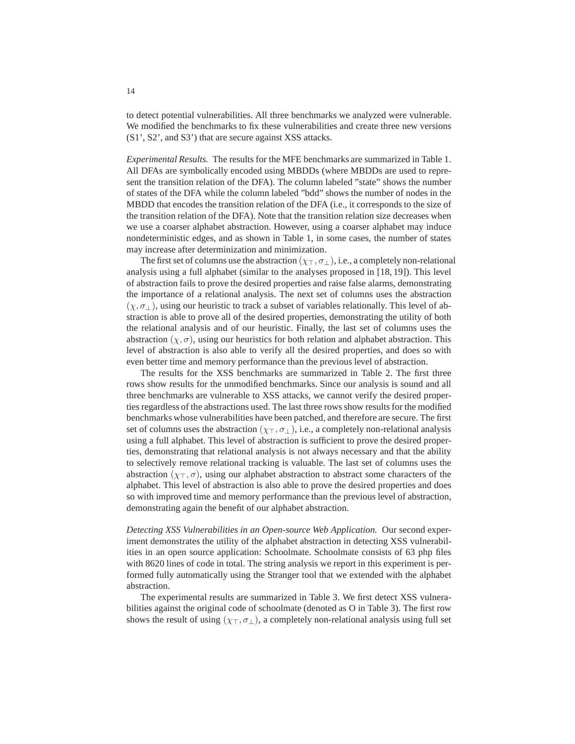to detect potential vulnerabilities. All three benchmarks we analyzed were vulnerable. We modified the benchmarks to fix these vulnerabilities and create three new versions (S1', S2', and S3') that are secure against XSS attacks.

*Experimental Results.* The results for the MFE benchmarks are summarized in Table 1. All DFAs are symbolically encoded using MBDDs (where MBDDs are used to represent the transition relation of the DFA). The column labeled "state" shows the number of states of the DFA while the column labeled "bdd" shows the number of nodes in the MBDD that encodes the transition relation of the DFA (i.e., it corresponds to the size of the transition relation of the DFA). Note that the transition relation size decreases when we use a coarser alphabet abstraction. However, using a coarser alphabet may induce nondeterministic edges, and as shown in Table 1, in some cases, the number of states may increase after determinization and minimization.

The first set of columns use the abstraction $(\chi_\top, \sigma_\bot)$, i.e., a completely non-relational analysis using a full alphabet (similar to the analyses proposed in [18, 19]). This level of abstraction fails to prove the desired properties and raise false alarms, demonstrating the importance of a relational analysis. The next set of columns uses the abstraction $(\chi, \sigma_\bot)$, using our heuristic to track a subset of variables relationally. This level of abstraction is able to prove all of the desired properties, demonstrating the utility of both the relational analysis and of our heuristic. Finally, the last set of columns uses the abstraction $(\chi, \sigma)$, using our heuristics for both relation and alphabet abstraction. This level of abstraction is also able to verify all the desired properties, and does so with even better time and memory performance than the previous level of abstraction.

The results for the XSS benchmarks are summarized in Table 2. The first three rows show results for the unmodified benchmarks. Since our analysis is sound and all three benchmarks are vulnerable to XSS attacks, we cannot verify the desired properties regardless of the abstractions used. The last three rows show results for the modified benchmarks whose vulnerabilities have been patched, and therefore are secure. The first set of columns uses the abstraction $(\chi_\top, \sigma_\bot)$, i.e., a completely non-relational analysis using a full alphabet. This level of abstraction is sufficient to prove the desired properties, demonstrating that relational analysis is not always necessary and that the ability to selectively remove relational tracking is valuable. The last set of columns uses the abstraction $(\chi_\top, \sigma)$, using our alphabet abstraction to abstract some characters of the alphabet. This level of abstraction is also able to prove the desired properties and does so with improved time and memory performance than the previous level of abstraction, demonstrating again the benefit of our alphabet abstraction.

*Detecting XSS Vulnerabilities in an Open-source Web Application.* Our second experiment demonstrates the utility of the alphabet abstraction in detecting XSS vulnerabilities in an open source application: Schoolmate. Schoolmate consists of 63 php files with 8620 lines of code in total. The string analysis we report in this experiment is performed fully automatically using the Stranger tool that we extended with the alphabet abstraction.

The experimental results are summarized in Table 3. We first detect XSS vulnerabilities against the original code of schoolmate (denoted as O in Table 3). The first row shows the result of using $(\chi_\top, \sigma_\bot)$, a completely non-relational analysis using full set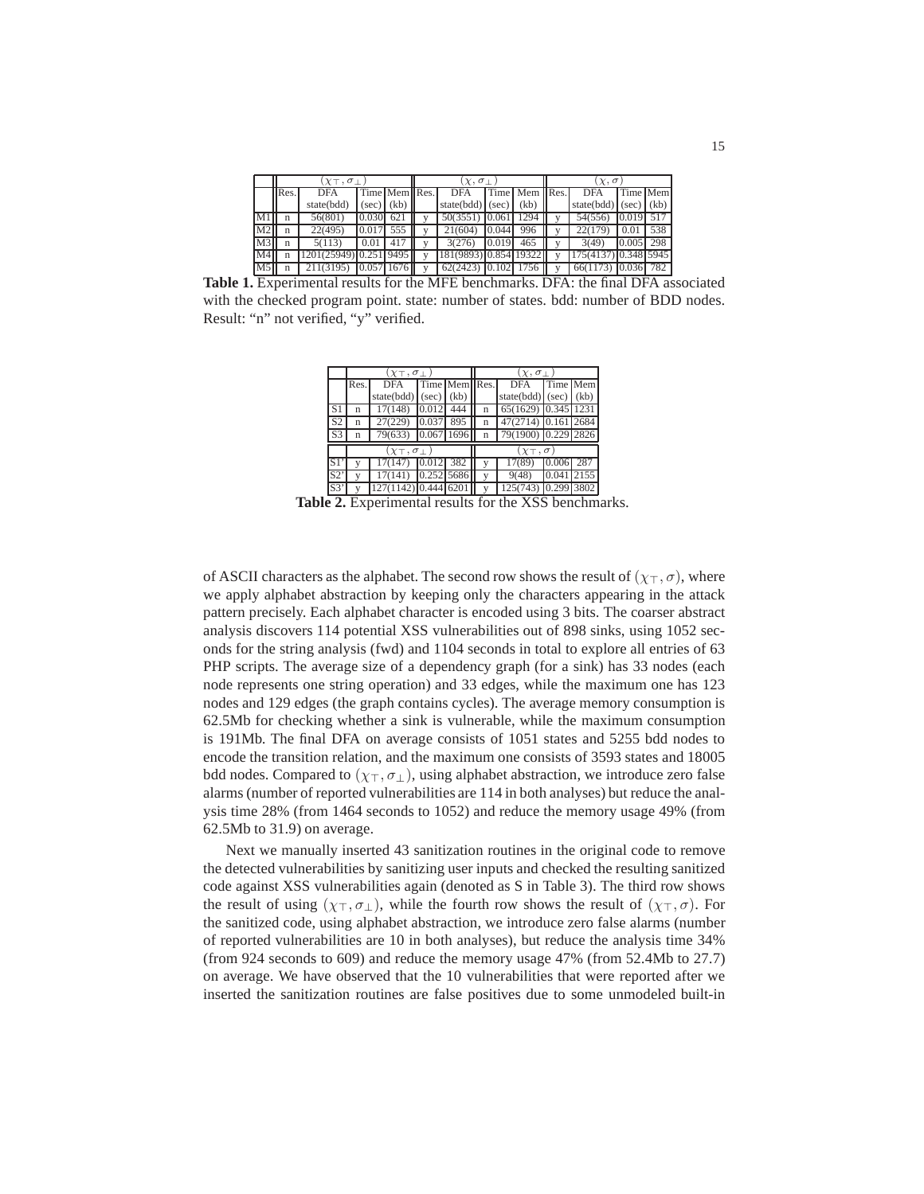| | $(\chi_\top, \sigma_\bot)$ | | | | $(\chi, \sigma_\bot)$ | | | | $(\chi, \sigma)$ | | | |
|---|---|---|---|---|---|---|---|---|---|---|---|---|
| | Res. | DFA state(bdd) | Time (sec) | Mem (kb) | Res. | DFA state(bdd) | Time (sec) | Mem (kb) | Res. | DFA state(bdd) | Time (sec) | Mem (kb) |
| M1 | n | 56(801) | 0.030 | 621 | y | 50(3551) | 0.061 | 1294 | y | 54(556) | 0.019 | 517 |
| M2 | n | 22(495) | 0.017 | 555 | y | 21(604) | 0.044 | 996 | y | 22(179) | 0.01 | 538 |
| M3 | n | 5(113) | 0.01 | 417 | y | 3(276) | 0.019 | 465 | y | 3(49) | 0.005 | 298 |
| M4 | n | 1201(25949) | 0.251 | 9495 | y | 181(9893) | 0.854 | 19322 | y | 175(4137) | 0.348 | 5945 |
| M5 | n | 211(3195) | 0.057 | 1676 | y | 62(2423) | 0.102 | 1756 | y | 66(1173) | 0.036 | 782 |

**Table 1.** Experimental results for the MFE benchmarks. DFA: the final DFA associated with the checked program point. state: number of states. bdd: number of BDD nodes. Result: "n" not verified, "y" verified.

| | $(\chi_\top, \sigma_\bot)$ | | | | $(\chi, \sigma_\bot)$ | | | |
|---|---|---|---|---|---|---|---|---|
| | Res. | DFA state(bdd) | Time (sec) | Mem (kb) | Res. | DFA state(bdd) | Time (sec) | Mem (kb) |
| S1 | n | 17(148) | 0.012 | 444 | n | 65(1629) | 0.345 | 1231 |
| S2 | n | 27(229) | 0.037 | 895 | n | 47(2714) | 0.161 | 2684 |
| S3 | n | 79(633) | 0.067 | 1696 | n | 79(1900) | 0.229 | 2826 |
| | $(\chi_\top, \sigma_\bot)$ | | | | $(\chi_\top, \sigma)$ | | | |
| S1' | y | 17(147) | 0.012 | 382 | y | 17(89) | 0.006 | 287 |
| S2' | y | 17(141) | 0.252 | 5686 | y | 9(48) | 0.041 | 2155 |
| S3' | y | 127(1142) | 0.444 | 6201 | y | 125(743) | 0.299 | 3802 |

**Table 2.** Experimental results for the XSS benchmarks.

of ASCII characters as the alphabet. The second row shows the result of $(\chi_\top, \sigma)$, where we apply alphabet abstraction by keeping only the characters appearing in the attack pattern precisely. Each alphabet character is encoded using 3 bits. The coarser abstract analysis discovers 114 potential XSS vulnerabilities out of 898 sinks, using 1052 seconds for the string analysis (fwd) and 1104 seconds in total to explore all entries of 63 PHP scripts. The average size of a dependency graph (for a sink) has 33 nodes (each node represents one string operation) and 33 edges, while the maximum one has 123 nodes and 129 edges (the graph contains cycles). The average memory consumption is 62.5Mb for checking whether a sink is vulnerable, while the maximum consumption is 191Mb. The final DFA on average consists of 1051 states and 5255 bdd nodes to encode the transition relation, and the maximum one consists of 3593 states and 18005 bdd nodes. Compared to $(\chi_\top, \sigma_\bot)$, using alphabet abstraction, we introduce zero false alarms (number of reported vulnerabilities are 114 in both analyses) but reduce the analysis time 28% (from 1464 seconds to 1052) and reduce the memory usage 49% (from 62.5Mb to 31.9) on average.

Next we manually inserted 43 sanitization routines in the original code to remove the detected vulnerabilities by sanitizing user inputs and checked the resulting sanitized code against XSS vulnerabilities again (denoted as S in Table 3). The third row shows the result of using $(\chi_\top, \sigma_\bot)$, while the fourth row shows the result of $(\chi_\top, \sigma)$. For the sanitized code, using alphabet abstraction, we introduce zero false alarms (number of reported vulnerabilities are 10 in both analyses), but reduce the analysis time 34% (from 924 seconds to 609) and reduce the memory usage 47% (from 52.4Mb to 27.7) on average. We have observed that the 10 vulnerabilities that were reported after we inserted the sanitization routines are false positives due to some unmodeled built-in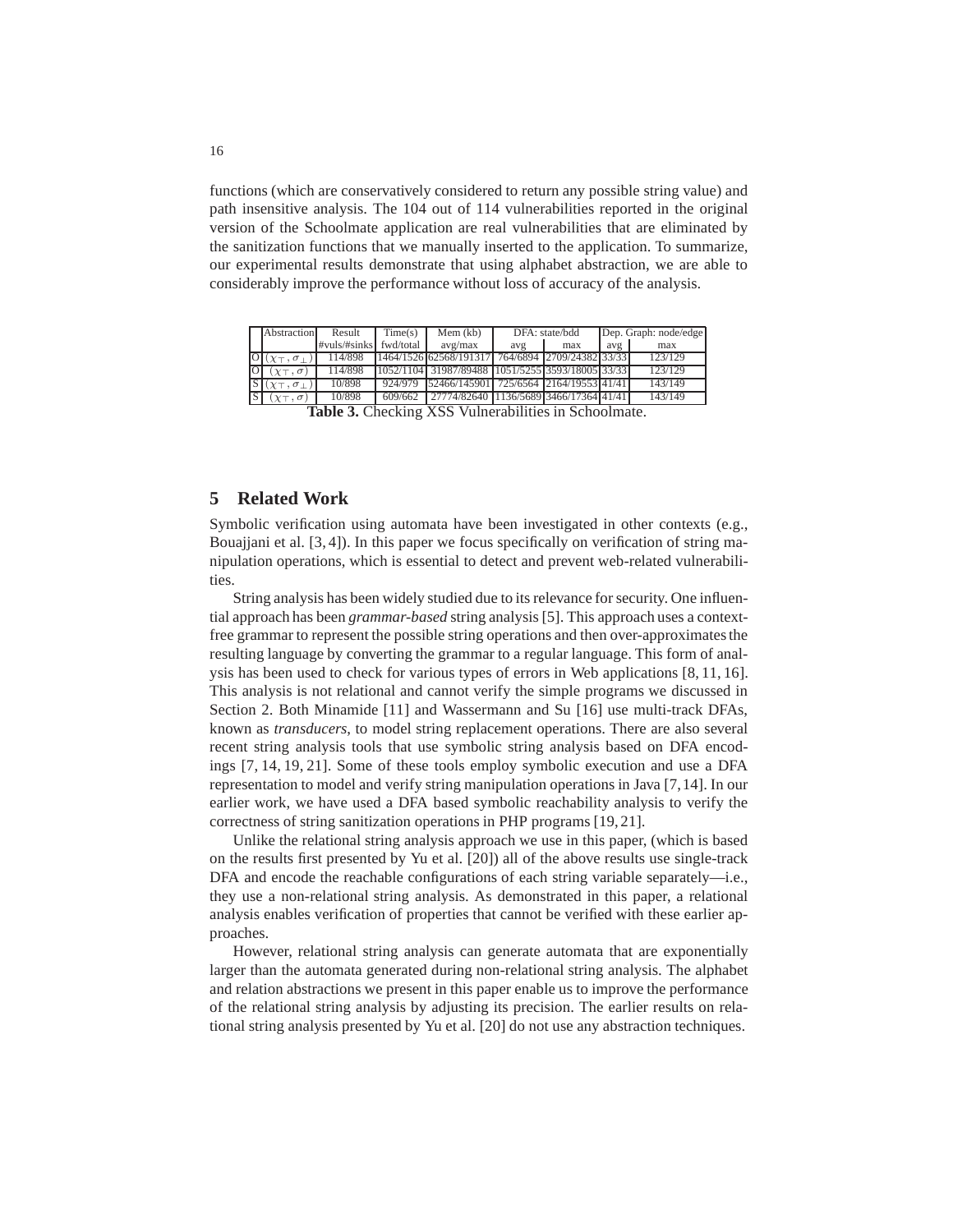functions (which are conservatively considered to return any possible string value) and path insensitive analysis. The 104 out of 114 vulnerabilities reported in the original version of the Schoolmate application are real vulnerabilities that are eliminated by the sanitization functions that we manually inserted to the application. To summarize, our experimental results demonstrate that using alphabet abstraction, we are able to considerably improve the performance without loss of accuracy of the analysis.

| | Abstraction | Result | Time(s) | Mem (kb) | DFA: state/bdd | | Dep. Graph: node/edge | |
|---|---|---|---|---|---|---|---|---|
| | | #vuls/#sinks | fwd/total | avg/max | avg | max | avg | max |
| O | $(\chi_\top, \sigma_\bot)$ | 114/898 | 1464/1526 | 62568/191317 | 764/6894 | 2709/24382 | 33/33 | 123/129 |
| O | $(\chi_\top, \sigma)$ | 114/898 | 1052/1104 | 31987/89488 | 1051/5255 | 3593/18005 | 33/33 | 123/129 |
| S | $(\chi_\top, \sigma_\bot)$ | 10/898 | 924/979 | 52466/145901 | 725/6564 | 2164/19553 | 41/41 | 143/149 |
| S | $(\chi_\top, \sigma)$ | 10/898 | 609/662 | 27774/82640 | 1136/5689 | 3466/17364 | 41/41 | 143/149 |

**Table 3.** Checking XSS Vulnerabilities in Schoolmate.

## 5 Related Work

Symbolic verification using automata have been investigated in other contexts (e.g., Bouajjani et al. [3, 4]). In this paper we focus specifically on verification of string manipulation operations, which is essential to detect and prevent web-related vulnerabilities.

String analysis has been widely studied due to its relevance for security. One influential approach has been *grammar-based* string analysis [5]. This approach uses a context-free grammar to represent the possible string operations and then over-approximates the resulting language by converting the grammar to a regular language. This form of analysis has been used to check for various types of errors in Web applications [8, 11, 16]. This analysis is not relational and cannot verify the simple programs we discussed in Section 2. Both Minamide [11] and Wassermann and Su [16] use multi-track DFAs, known as *transducers*, to model string replacement operations. There are also several recent string analysis tools that use symbolic string analysis based on DFA encodings [7, 14, 19, 21]. Some of these tools employ symbolic execution and use a DFA representation to model and verify string manipulation operations in Java [7,14]. In our earlier work, we have used a DFA based symbolic reachability analysis to verify the correctness of string sanitization operations in PHP programs [19, 21].

Unlike the relational string analysis approach we use in this paper, (which is based on the results first presented by Yu et al. [20]) all of the above results use single-track DFA and encode the reachable configurations of each string variable separately—i.e., they use a non-relational string analysis. As demonstrated in this paper, a relational analysis enables verification of properties that cannot be verified with these earlier approaches.

However, relational string analysis can generate automata that are exponentially larger than the automata generated during non-relational string analysis. The alphabet and relation abstractions we present in this paper enable us to improve the performance of the relational string analysis by adjusting its precision. The earlier results on relational string analysis presented by Yu et al. [20] do not use any abstraction techniques.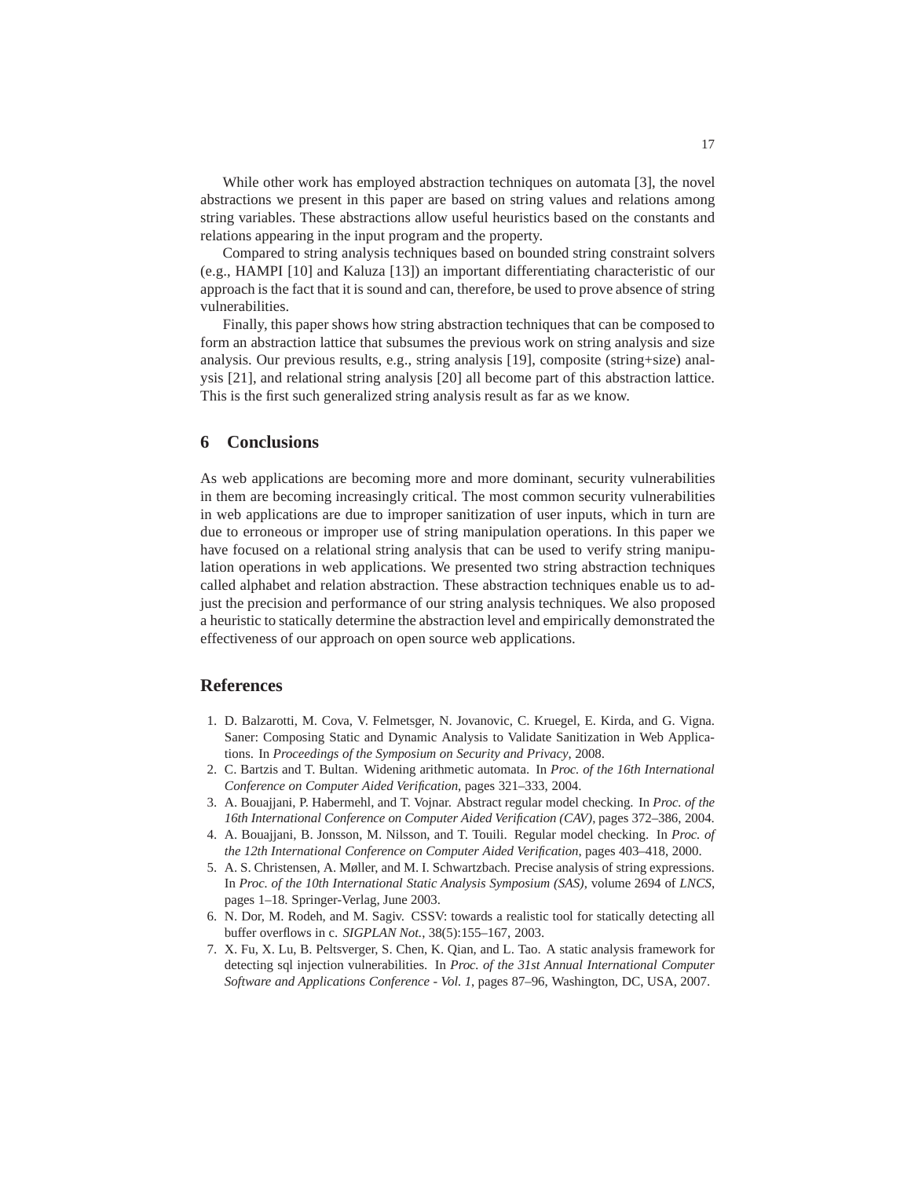While other work has employed abstraction techniques on automata [3], the novel abstractions we present in this paper are based on string values and relations among string variables. These abstractions allow useful heuristics based on the constants and relations appearing in the input program and the property.

Compared to string analysis techniques based on bounded string constraint solvers (e.g., HAMPI [10] and Kaluza [13]) an important differentiating characteristic of our approach is the fact that it is sound and can, therefore, be used to prove absence of string vulnerabilities.

Finally, this paper shows how string abstraction techniques that can be composed to form an abstraction lattice that subsumes the previous work on string analysis and size analysis. Our previous results, e.g., string analysis [19], composite (string+size) analysis [21], and relational string analysis [20] all become part of this abstraction lattice. This is the first such generalized string analysis result as far as we know.

## 6 Conclusions

As web applications are becoming more and more dominant, security vulnerabilities in them are becoming increasingly critical. The most common security vulnerabilities in web applications are due to improper sanitization of user inputs, which in turn are due to erroneous or improper use of string manipulation operations. In this paper we have focused on a relational string analysis that can be used to verify string manipulation operations in web applications. We presented two string abstraction techniques called alphabet and relation abstraction. These abstraction techniques enable us to adjust the precision and performance of our string analysis techniques. We also proposed a heuristic to statically determine the abstraction level and empirically demonstrated the effectiveness of our approach on open source web applications.

## References

1. D. Balzarotti, M. Cova, V. Felmetsger, N. Jovanovic, C. Kruegel, E. Kirda, and G. Vigna. Saner: Composing Static and Dynamic Analysis to Validate Sanitization in Web Applications. In *Proceedings of the Symposium on Security and Privacy*, 2008.
2. C. Bartzis and T. Bultan. Widening arithmetic automata. In *Proc. of the 16th International Conference on Computer Aided Verification*, pages 321–333, 2004.
3. A. Bouajjani, P. Habermehl, and T. Vojnar. Abstract regular model checking. In *Proc. of the 16th International Conference on Computer Aided Verification (CAV)*, pages 372–386, 2004.
4. A. Bouajjani, B. Jonsson, M. Nilsson, and T. Touili. Regular model checking. In *Proc. of the 12th International Conference on Computer Aided Verification*, pages 403–418, 2000.
5. A. S. Christensen, A. Møller, and M. I. Schwartzbach. Precise analysis of string expressions. In *Proc. of the 10th International Static Analysis Symposium (SAS)*, volume 2694 of *LNCS*, pages 1–18. Springer-Verlag, June 2003.
6. N. Dor, M. Rodeh, and M. Sagiv. CSSV: towards a realistic tool for statically detecting all buffer overflows in c. *SIGPLAN Not.*, 38(5):155–167, 2003.
7. X. Fu, X. Lu, B. Peltsverger, S. Chen, K. Qian, and L. Tao. A static analysis framework for detecting sql injection vulnerabilities. In *Proc. of the 31st Annual International Computer Software and Applications Conference - Vol. 1*, pages 87–96, Washington, DC, USA, 2007.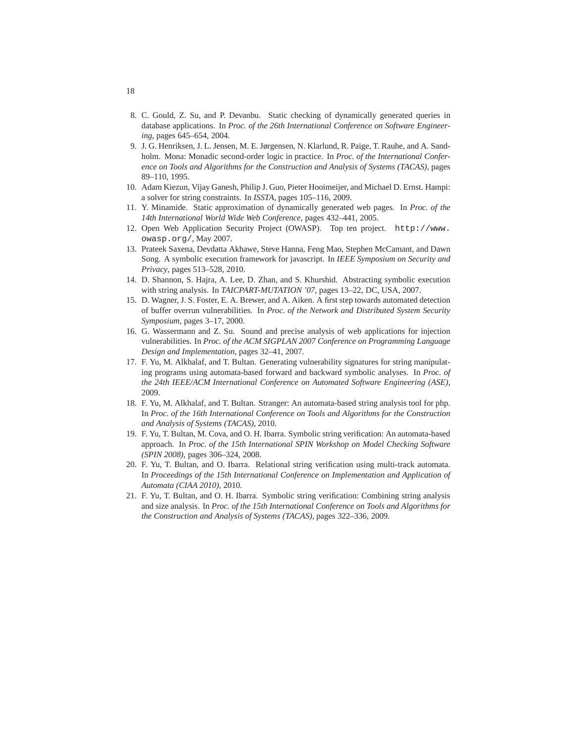8. C. Gould, Z. Su, and P. Devanbu. Static checking of dynamically generated queries in database applications. In *Proc. of the 26th International Conference on Software Engineering*, pages 645–654, 2004.
9. J. G. Henriksen, J. L. Jensen, M. E. Jørgensen, N. Klarlund, R. Paige, T. Rauhe, and A. Sandholm. Mona: Monadic second-order logic in practice. In *Proc. of the International Conference on Tools and Algorithms for the Construction and Analysis of Systems (TACAS)*, pages 89–110, 1995.
10. Adam Kiezun, Vijay Ganesh, Philip J. Guo, Pieter Hooimeijer, and Michael D. Ernst. Hampi: a solver for string constraints. In *ISSTA*, pages 105–116, 2009.
11. Y. Minamide. Static approximation of dynamically generated web pages. In *Proc. of the 14th International World Wide Web Conference*, pages 432–441, 2005.
12. Open Web Application Security Project (OWASP). Top ten project. `http://www.owasp.org/`, May 2007.
13. Prateek Saxena, Devdatta Akhawe, Steve Hanna, Feng Mao, Stephen McCamant, and Dawn Song. A symbolic execution framework for javascript. In *IEEE Symposium on Security and Privacy*, pages 513–528, 2010.
14. D. Shannon, S. Hajra, A. Lee, D. Zhan, and S. Khurshid. Abstracting symbolic execution with string analysis. In *TAICPART-MUTATION '07*, pages 13–22, DC, USA, 2007.
15. D. Wagner, J. S. Foster, E. A. Brewer, and A. Aiken. A first step towards automated detection of buffer overrun vulnerabilities. In *Proc. of the Network and Distributed System Security Symposium*, pages 3–17, 2000.
16. G. Wassermann and Z. Su. Sound and precise analysis of web applications for injection vulnerabilities. In *Proc. of the ACM SIGPLAN 2007 Conference on Programming Language Design and Implementation*, pages 32–41, 2007.
17. F. Yu, M. Alkhalaf, and T. Bultan. Generating vulnerability signatures for string manipulating programs using automata-based forward and backward symbolic analyses. In *Proc. of the 24th IEEE/ACM International Conference on Automated Software Engineering (ASE)*, 2009.
18. F. Yu, M. Alkhalaf, and T. Bultan. Stranger: An automata-based string analysis tool for php. In *Proc. of the 16th International Conference on Tools and Algorithms for the Construction and Analysis of Systems (TACAS)*, 2010.
19. F. Yu, T. Bultan, M. Cova, and O. H. Ibarra. Symbolic string verification: An automata-based approach. In *Proc. of the 15th International SPIN Workshop on Model Checking Software (SPIN 2008)*, pages 306–324, 2008.
20. F. Yu, T. Bultan, and O. Ibarra. Relational string verification using multi-track automata. In *Proceedings of the 15th International Conference on Implementation and Application of Automata (CIAA 2010)*, 2010.
21. F. Yu, T. Bultan, and O. H. Ibarra. Symbolic string verification: Combining string analysis and size analysis. In *Proc. of the 15th International Conference on Tools and Algorithms for the Construction and Analysis of Systems (TACAS)*, pages 322–336, 2009.